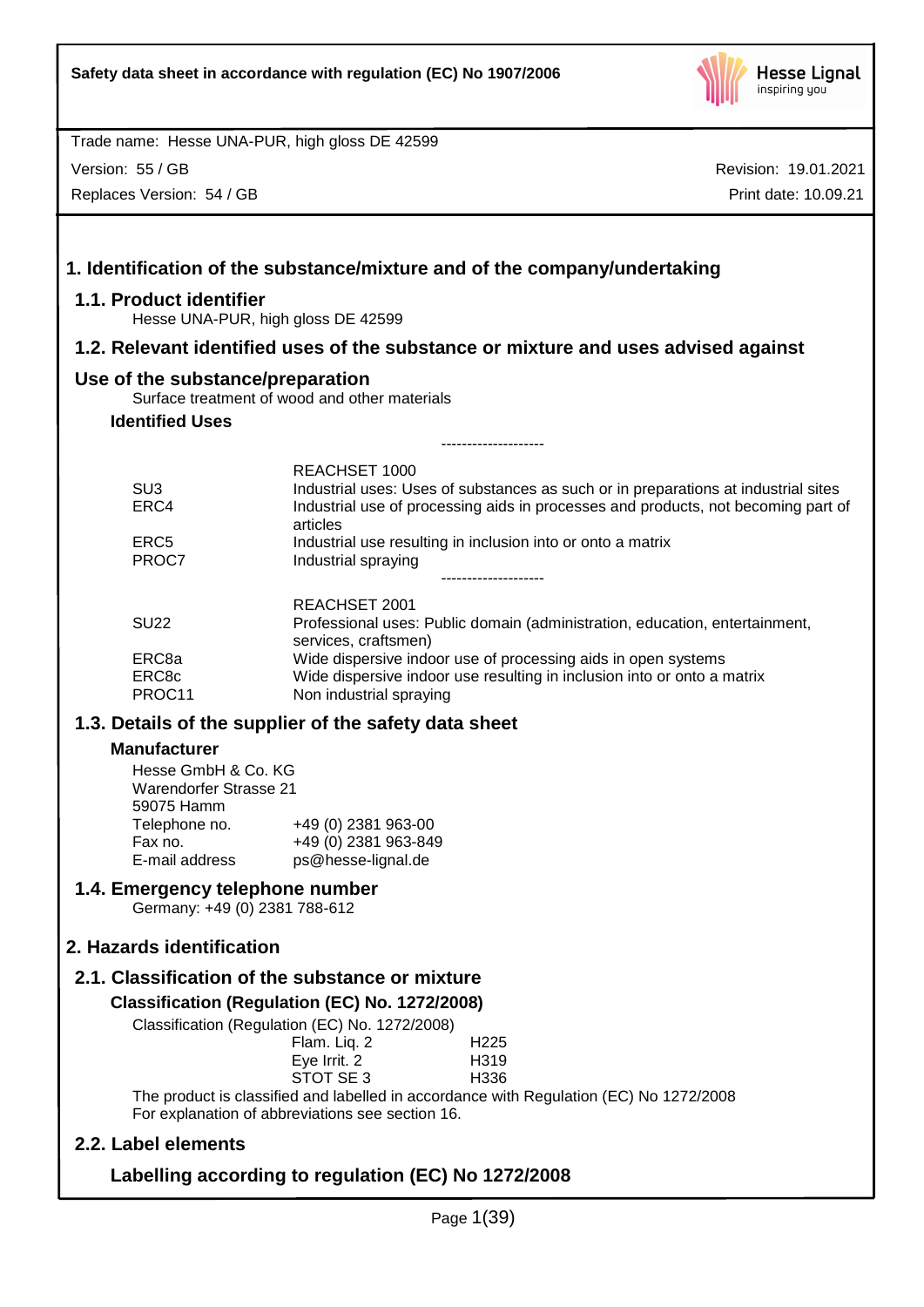Safety data sheet in accordance with regulation (EC) No 1907/2006

Trade name: Hesse UNA-PUR, high gloss DE 42599

Version: 55 / GB
Replaces Version: 54 / GB

Revision: 19.01.2021
Print date: 10.09.21

# 1. Identification of the substance/mixture and of the company/undertaking

## 1.1. Product identifier

Hesse UNA-PUR, high gloss DE 42599

## 1.2. Relevant identified uses of the substance or mixture and uses advised against

## Use of the substance/preparation

Surface treatment of wood and other materials

### Identified Uses

--------------------

| | REACHSET 1000 |
|---|---|
| SU3 | Industrial uses: Uses of substances as such or in preparations at industrial sites |
| ERC4 | Industrial use of processing aids in processes and products, not becoming part of articles |
| ERC5 | Industrial use resulting in inclusion into or onto a matrix |
| PROC7 | Industrial spraying |

--------------------

| | REACHSET 2001 |
|---|---|
| SU22 | Professional uses: Public domain (administration, education, entertainment, services, craftsmen) |
| ERC8a | Wide dispersive indoor use of processing aids in open systems |
| ERC8c | Wide dispersive indoor use resulting in inclusion into or onto a matrix |
| PROC11 | Non industrial spraying |

## 1.3. Details of the supplier of the safety data sheet

### Manufacturer

Hesse GmbH & Co. KG
Warendorfer Strasse 21
59075 Hamm

| | |
|---|---|
| Telephone no. | +49 (0) 2381 963-00 |
| Fax no. | +49 (0) 2381 963-849 |
| E-mail address | ps@hesse-lignal.de |

## 1.4. Emergency telephone number

Germany: +49 (0) 2381 788-612

# 2. Hazards identification

## 2.1. Classification of the substance or mixture

### Classification (Regulation (EC) No. 1272/2008)

Classification (Regulation (EC) No. 1272/2008)

| | |
|---|---|
| Flam. Liq. 2 | H225 |
| Eye Irrit. 2 | H319 |
| STOT SE 3 | H336 |

The product is classified and labelled in accordance with Regulation (EC) No 1272/2008
For explanation of abbreviations see section 16.

## 2.2. Label elements

### Labelling according to regulation (EC) No 1272/2008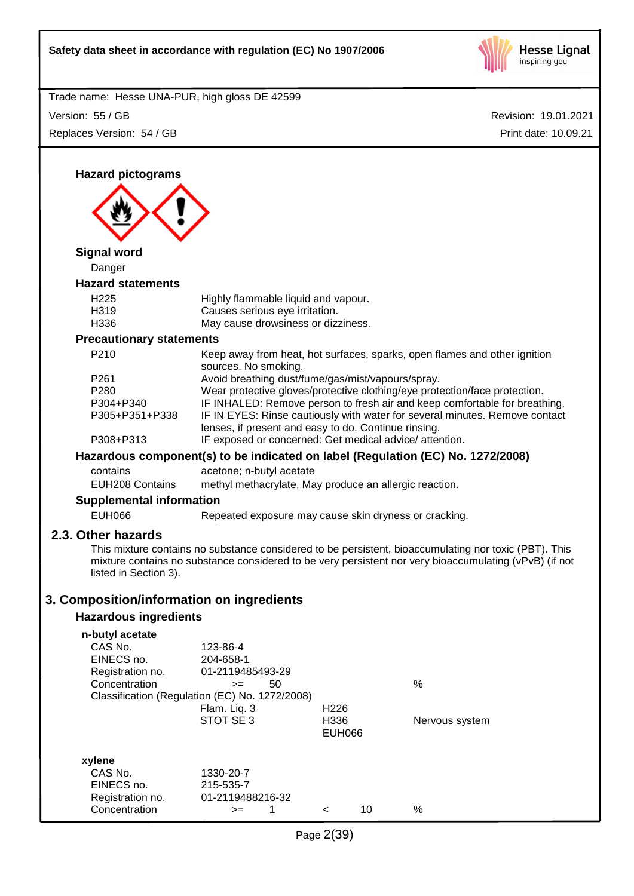### Hazard pictograms

### Signal word

Danger

### Hazard statements

| | |
|---|---|
| H225 | Highly flammable liquid and vapour. |
| H319 | Causes serious eye irritation. |
| H336 | May cause drowsiness or dizziness. |

### Precautionary statements

| | |
|---|---|
| P210 | Keep away from heat, hot surfaces, sparks, open flames and other ignition sources. No smoking. |
| P261 | Avoid breathing dust/fume/gas/mist/vapours/spray. |
| P280 | Wear protective gloves/protective clothing/eye protection/face protection. |
| P304+P340 | IF INHALED: Remove person to fresh air and keep comfortable for breathing. |
| P305+P351+P338 | IF IN EYES: Rinse cautiously with water for several minutes. Remove contact lenses, if present and easy to do. Continue rinsing. |
| P308+P313 | IF exposed or concerned: Get medical advice/ attention. |

### Hazardous component(s) to be indicated on label (Regulation (EC) No. 1272/2008)

| | |
|---|---|
| contains | acetone; n-butyl acetate |
| EUH208 Contains | methyl methacrylate, May produce an allergic reaction. |

### Supplemental information

| | |
|---|---|
| EUH066 | Repeated exposure may cause skin dryness or cracking. |

## 2.3. Other hazards

This mixture contains no substance considered to be persistent, bioaccumulating nor toxic (PBT). This mixture contains no substance considered to be very persistent nor very bioaccumulating (vPvB) (if not listed in Section 3).

# 3. Composition/information on ingredients

### Hazardous ingredients

**n-butyl acetate**

| | | | |
|---|---|---|---|
| CAS No. | 123-86-4 | | |
| EINECS no. | 204-658-1 | | |
| Registration no. | 01-2119485493-29 | | |
| Concentration | >= 50 | | % |

Classification (Regulation (EC) No. 1272/2008)

| | | |
|---|---|---|
| Flam. Liq. 3 | H226 | |
| STOT SE 3 | H336 | Nervous system |
| | EUH066 | |

**xylene**

| | | | |
|---|---|---|---|
| CAS No. | 1330-20-7 | | |
| EINECS no. | 215-535-7 | | |
| Registration no. | 01-2119488216-32 | | |
| Concentration | >= 1 | < 10 | % |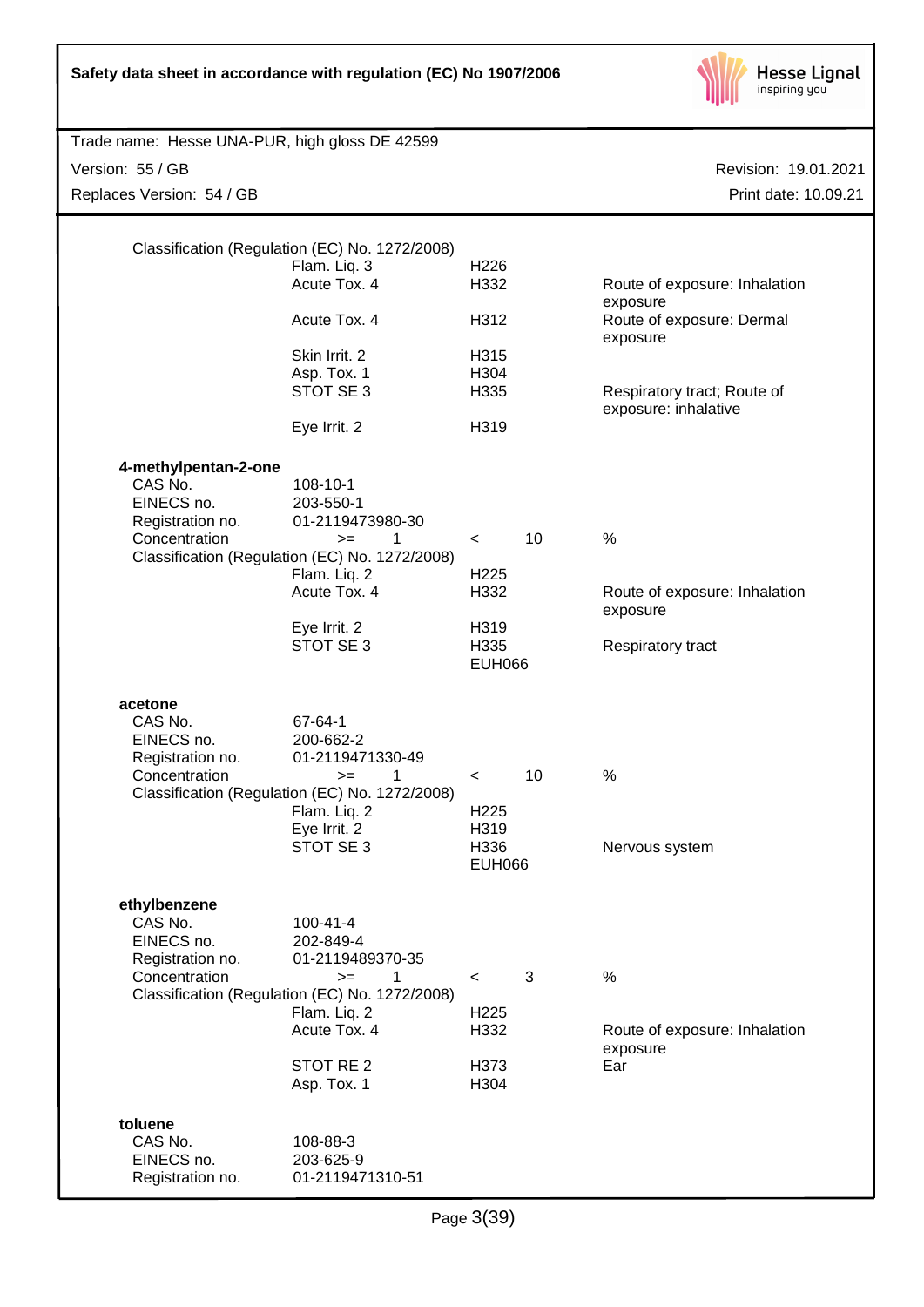Classification (Regulation (EC) No. 1272/2008)

| | | |
|---|---|---|
| Flam. Liq. 3 | H226 | |
| Acute Tox. 4 | H332 | Route of exposure: Inhalation exposure |
| Acute Tox. 4 | H312 | Route of exposure: Dermal exposure |
| Skin Irrit. 2 | H315 | |
| Asp. Tox. 1 | H304 | |
| STOT SE 3 | H335 | Respiratory tract; Route of exposure: inhalative |
| Eye Irrit. 2 | H319 | |

**4-methylpentan-2-one**

| | | | | | |
|---|---|---|---|---|---|
| CAS No. | 108-10-1 | | | | |
| EINECS no. | 203-550-1 | | | | |
| Registration no. | 01-2119473980-30 | | | | |
| Concentration | >= | 1 | < | 10 | % |

Classification (Regulation (EC) No. 1272/2008)

| | | |
|---|---|---|
| Flam. Liq. 2 | H225 | |
| Acute Tox. 4 | H332 | Route of exposure: Inhalation exposure |
| Eye Irrit. 2 | H319 | |
| STOT SE 3 | H335 | Respiratory tract |
| | EUH066 | |

**acetone**

| | | | | | |
|---|---|---|---|---|---|
| CAS No. | 67-64-1 | | | | |
| EINECS no. | 200-662-2 | | | | |
| Registration no. | 01-2119471330-49 | | | | |
| Concentration | >= | 1 | < | 10 | % |

Classification (Regulation (EC) No. 1272/2008)

| | | |
|---|---|---|
| Flam. Liq. 2 | H225 | |
| Eye Irrit. 2 | H319 | |
| STOT SE 3 | H336 | Nervous system |
| | EUH066 | |

**ethylbenzene**

| | | | | | |
|---|---|---|---|---|---|
| CAS No. | 100-41-4 | | | | |
| EINECS no. | 202-849-4 | | | | |
| Registration no. | 01-2119489370-35 | | | | |
| Concentration | >= | 1 | < | 3 | % |

Classification (Regulation (EC) No. 1272/2008)

| | | |
|---|---|---|
| Flam. Liq. 2 | H225 | |
| Acute Tox. 4 | H332 | Route of exposure: Inhalation exposure |
| STOT RE 2 | H373 | Ear |
| Asp. Tox. 1 | H304 | |

**toluene**

| | |
|---|---|
| CAS No. | 108-88-3 |
| EINECS no. | 203-625-9 |
| Registration no. | 01-2119471310-51 |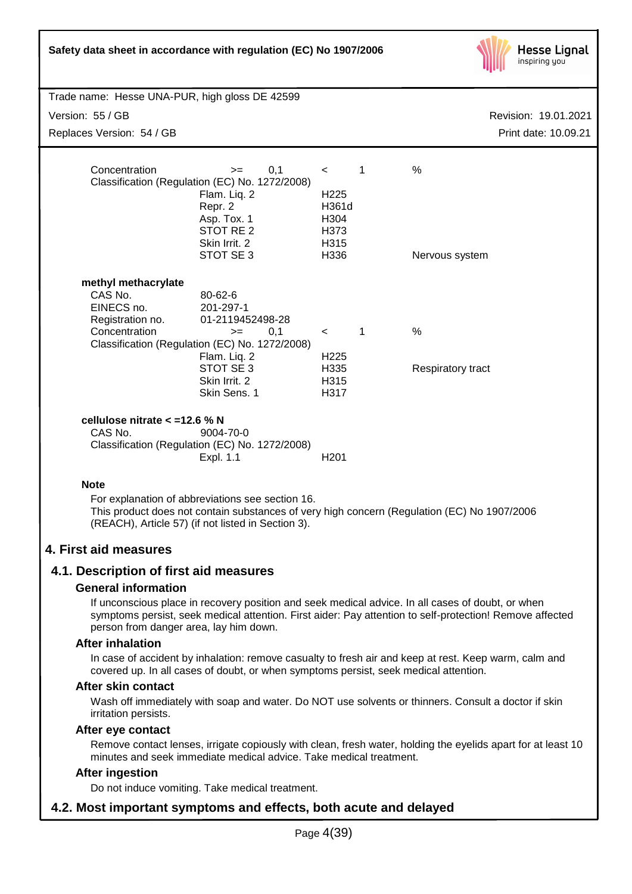| | | | | |
|---|---|---|---|---|
| Concentration | >= | 0,1 | < | 1 % |
| Classification (Regulation (EC) No. 1272/2008) | | | | |
| | Flam. Liq. 2 | | H225 | |
| | Repr. 2 | | H361d | |
| | Asp. Tox. 1 | | H304 | |
| | STOT RE 2 | | H373 | |
| | Skin Irrit. 2 | | H315 | |
| | STOT SE 3 | | H336 | Nervous system |

**methyl methacrylate**

| | | | | |
|---|---|---|---|---|
| CAS No. | 80-62-6 | | | |
| EINECS no. | 201-297-1 | | | |
| Registration no. | 01-2119452498-28 | | | |
| Concentration | >= | 0,1 | < | 1 % |
| Classification (Regulation (EC) No. 1272/2008) | | | | |
| | Flam. Liq. 2 | | H225 | |
| | STOT SE 3 | | H335 | Respiratory tract |
| | Skin Irrit. 2 | | H315 | |
| | Skin Sens. 1 | | H317 | |

**cellulose nitrate < =12.6 % N**

| | | |
|---|---|---|
| CAS No. | 9004-70-0 | |
| Classification (Regulation (EC) No. 1272/2008) | | |
| | Expl. 1.1 | H201 |

**Note**

For explanation of abbreviations see section 16.
This product does not contain substances of very high concern (Regulation (EC) No 1907/2006 (REACH), Article 57) (if not listed in Section 3).

# 4. First aid measures

## 4.1. Description of first aid measures

### General information

If unconscious place in recovery position and seek medical advice. In all cases of doubt, or when symptoms persist, seek medical attention. First aider: Pay attention to self-protection! Remove affected person from danger area, lay him down.

### After inhalation

In case of accident by inhalation: remove casualty to fresh air and keep at rest. Keep warm, calm and covered up. In all cases of doubt, or when symptoms persist, seek medical attention.

### After skin contact

Wash off immediately with soap and water. Do NOT use solvents or thinners. Consult a doctor if skin irritation persists.

### After eye contact

Remove contact lenses, irrigate copiously with clean, fresh water, holding the eyelids apart for at least 10 minutes and seek immediate medical advice. Take medical treatment.

### After ingestion

Do not induce vomiting. Take medical treatment.

## 4.2. Most important symptoms and effects, both acute and delayed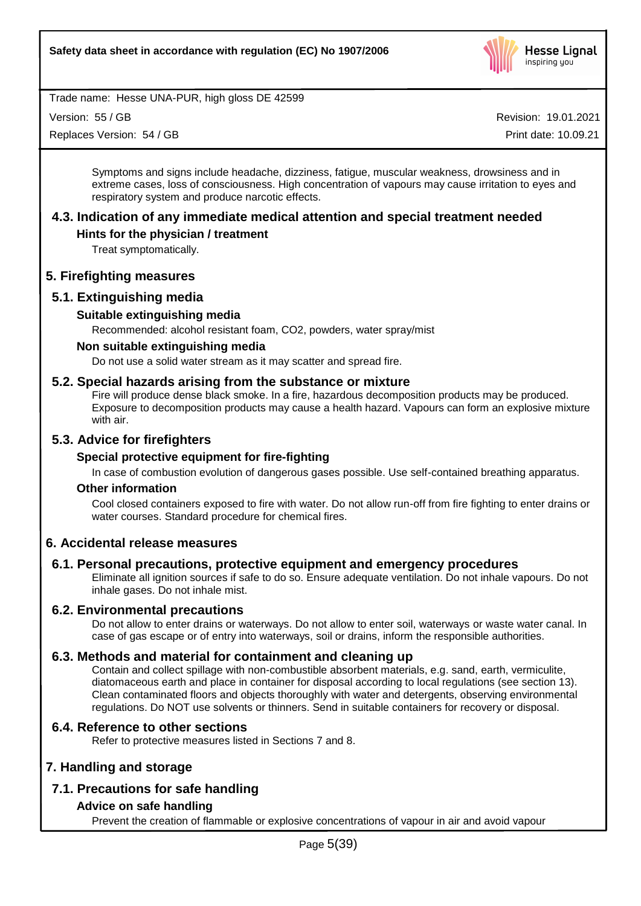Symptoms and signs include headache, dizziness, fatigue, muscular weakness, drowsiness and in extreme cases, loss of consciousness. High concentration of vapours may cause irritation to eyes and respiratory system and produce narcotic effects.

### 4.3. Indication of any immediate medical attention and special treatment needed

#### Hints for the physician / treatment

Treat symptomatically.

## 5. Firefighting measures

### 5.1. Extinguishing media

#### Suitable extinguishing media

Recommended: alcohol resistant foam, $CO_2$, powders, water spray/mist

#### Non suitable extinguishing media

Do not use a solid water stream as it may scatter and spread fire.

### 5.2. Special hazards arising from the substance or mixture

Fire will produce dense black smoke. In a fire, hazardous decomposition products may be produced. Exposure to decomposition products may cause a health hazard. Vapours can form an explosive mixture with air.

### 5.3. Advice for firefighters

#### Special protective equipment for fire-fighting

In case of combustion evolution of dangerous gases possible. Use self-contained breathing apparatus.

#### Other information

Cool closed containers exposed to fire with water. Do not allow run-off from fire fighting to enter drains or water courses. Standard procedure for chemical fires.

## 6. Accidental release measures

### 6.1. Personal precautions, protective equipment and emergency procedures

Eliminate all ignition sources if safe to do so. Ensure adequate ventilation. Do not inhale vapours. Do not inhale gases. Do not inhale mist.

### 6.2. Environmental precautions

Do not allow to enter drains or waterways. Do not allow to enter soil, waterways or waste water canal. In case of gas escape or of entry into waterways, soil or drains, inform the responsible authorities.

### 6.3. Methods and material for containment and cleaning up

Contain and collect spillage with non-combustible absorbent materials, e.g. sand, earth, vermiculite, diatomaceous earth and place in container for disposal according to local regulations (see section 13). Clean contaminated floors and objects thoroughly with water and detergents, observing environmental regulations. Do NOT use solvents or thinners. Send in suitable containers for recovery or disposal.

### 6.4. Reference to other sections

Refer to protective measures listed in Sections 7 and 8.

## 7. Handling and storage

### 7.1. Precautions for safe handling

#### Advice on safe handling

Prevent the creation of flammable or explosive concentrations of vapour in air and avoid vapour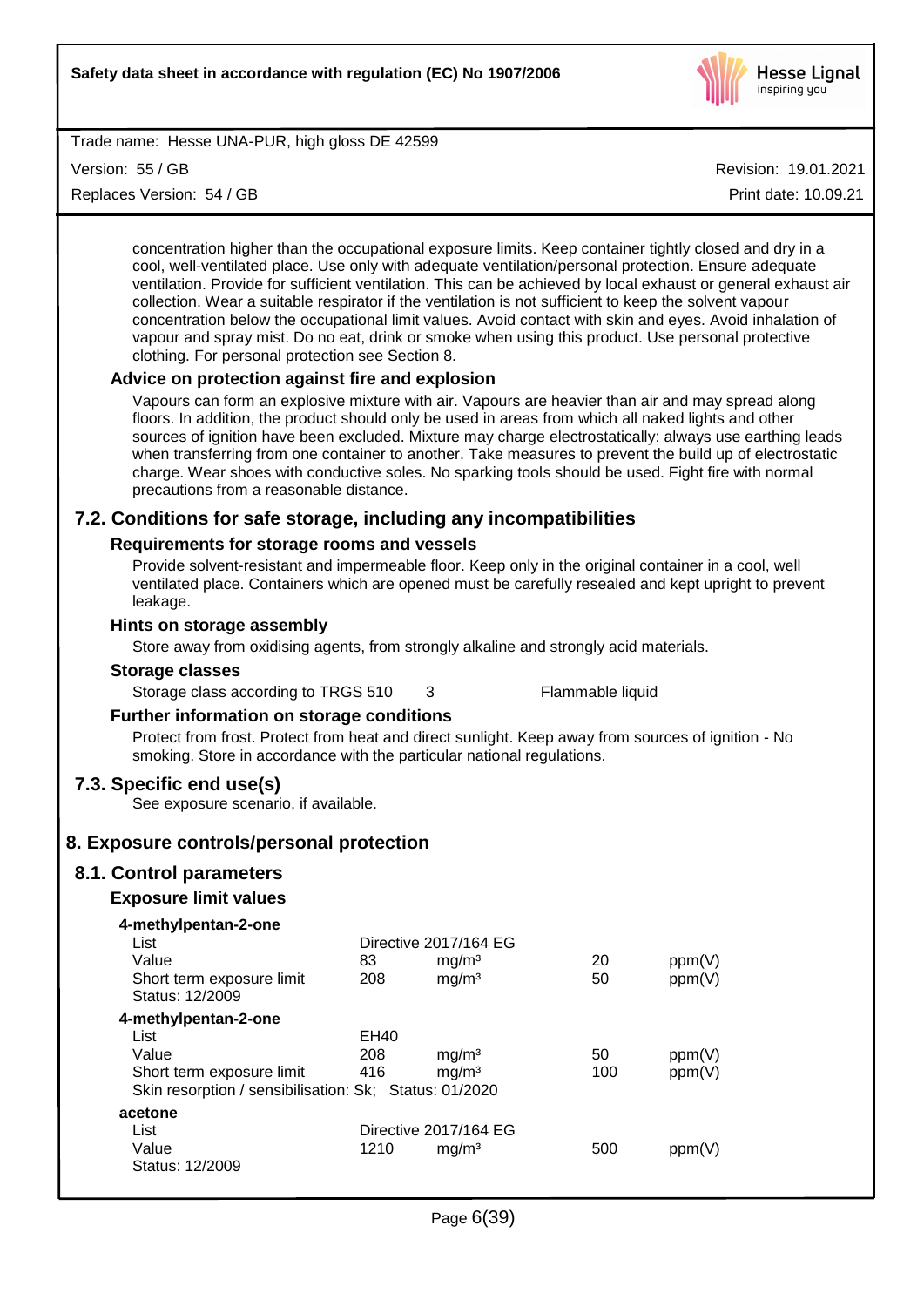concentration higher than the occupational exposure limits. Keep container tightly closed and dry in a cool, well-ventilated place. Use only with adequate ventilation/personal protection. Ensure adequate ventilation. Provide for sufficient ventilation. This can be achieved by local exhaust or general exhaust air collection. Wear a suitable respirator if the ventilation is not sufficient to keep the solvent vapour concentration below the occupational limit values. Avoid contact with skin and eyes. Avoid inhalation of vapour and spray mist. Do no eat, drink or smoke when using this product. Use personal protective clothing. For personal protection see Section 8.

### Advice on protection against fire and explosion

Vapours can form an explosive mixture with air. Vapours are heavier than air and may spread along floors. In addition, the product should only be used in areas from which all naked lights and other sources of ignition have been excluded. Mixture may charge electrostatically: always use earthing leads when transferring from one container to another. Take measures to prevent the build up of electrostatic charge. Wear shoes with conductive soles. No sparking tools should be used. Fight fire with normal precautions from a reasonable distance.

## 7.2. Conditions for safe storage, including any incompatibilities

### Requirements for storage rooms and vessels

Provide solvent-resistant and impermeable floor. Keep only in the original container in a cool, well ventilated place. Containers which are opened must be carefully resealed and kept upright to prevent leakage.

### Hints on storage assembly

Store away from oxidising agents, from strongly alkaline and strongly acid materials.

### Storage classes

Storage class according to TRGS 510 3 Flammable liquid

### Further information on storage conditions

Protect from frost. Protect from heat and direct sunlight. Keep away from sources of ignition - No smoking. Store in accordance with the particular national regulations.

## 7.3. Specific end use(s)

See exposure scenario, if available.

# 8. Exposure controls/personal protection

## 8.1. Control parameters

### Exposure limit values

**4-methylpentan-2-one**

| | | | | |
|---|---|---|---|---|
| List | Directive 2017/164 EG | | | |
| Value | 83 | mg/m³ | 20 | ppm(V) |
| Short term exposure limit | 208 | mg/m³ | 50 | ppm(V) |
| Status: 12/2009 | | | | |

**4-methylpentan-2-one**

| | | | | |
|---|---|---|---|---|
| List | EH40 | | | |
| Value | 208 | mg/m³ | 50 | ppm(V) |
| Short term exposure limit | 416 | mg/m³ | 100 | ppm(V) |
| Skin resorption / sensibilisation: Sk; Status: 01/2020 | | | | |

**acetone**

| | | | | |
|---|---|---|---|---|
| List | Directive 2017/164 EG | | | |
| Value | 1210 | mg/m³ | 500 | ppm(V) |
| Status: 12/2009 | | | | |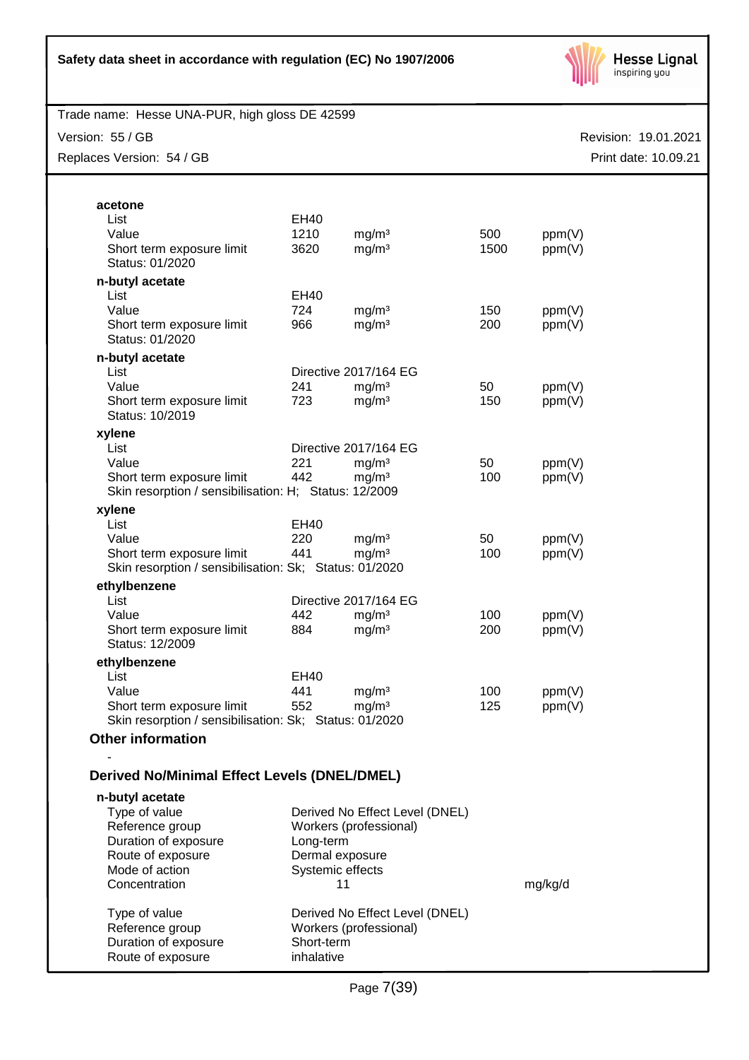**acetone**

| | | | | |
|---|---|---|---|---|
| List | EH40 | | | |
| Value | 1210 | mg/m³ | 500 | ppm(V) |
| Short term exposure limit | 3620 | mg/m³ | 1500 | ppm(V) |
| Status: 01/2020 | | | | |

**n-butyl acetate**

| | | | | |
|---|---|---|---|---|
| List | EH40 | | | |
| Value | 724 | mg/m³ | 150 | ppm(V) |
| Short term exposure limit | 966 | mg/m³ | 200 | ppm(V) |
| Status: 01/2020 | | | | |

**n-butyl acetate**

| | | | | |
|---|---|---|---|---|
| List | Directive 2017/164 EG | | | |
| Value | 241 | mg/m³ | 50 | ppm(V) |
| Short term exposure limit | 723 | mg/m³ | 150 | ppm(V) |
| Status: 10/2019 | | | | |

**xylene**

| | | | | |
|---|---|---|---|---|
| List | Directive 2017/164 EG | | | |
| Value | 221 | mg/m³ | 50 | ppm(V) |
| Short term exposure limit | 442 | mg/m³ | 100 | ppm(V) |

Skin resorption / sensibilisation: H; Status: 12/2009

**xylene**

| | | | | |
|---|---|---|---|---|
| List | EH40 | | | |
| Value | 220 | mg/m³ | 50 | ppm(V) |
| Short term exposure limit | 441 | mg/m³ | 100 | ppm(V) |

Skin resorption / sensibilisation: Sk; Status: 01/2020

**ethylbenzene**

| | | | | |
|---|---|---|---|---|
| List | Directive 2017/164 EG | | | |
| Value | 442 | mg/m³ | 100 | ppm(V) |
| Short term exposure limit | 884 | mg/m³ | 200 | ppm(V) |
| Status: 12/2009 | | | | |

**ethylbenzene**

| | | | | |
|---|---|---|---|---|
| List | EH40 | | | |
| Value | 441 | mg/m³ | 100 | ppm(V) |
| Short term exposure limit | 552 | mg/m³ | 125 | ppm(V) |

Skin resorption / sensibilisation: Sk; Status: 01/2020

### Other information

-

### Derived No/Minimal Effect Levels (DNEL/DMEL)

**n-butyl acetate**

| | | |
|---|---|---|
| Type of value | Derived No Effect Level (DNEL) | |
| Reference group | Workers (professional) | |
| Duration of exposure | Long-term | |
| Route of exposure | Dermal exposure | |
| Mode of action | Systemic effects | |
| Concentration | 11 | mg/kg/d |

| | |
|---|---|
| Type of value | Derived No Effect Level (DNEL) |
| Reference group | Workers (professional) |
| Duration of exposure | Short-term |
| Route of exposure | inhalative |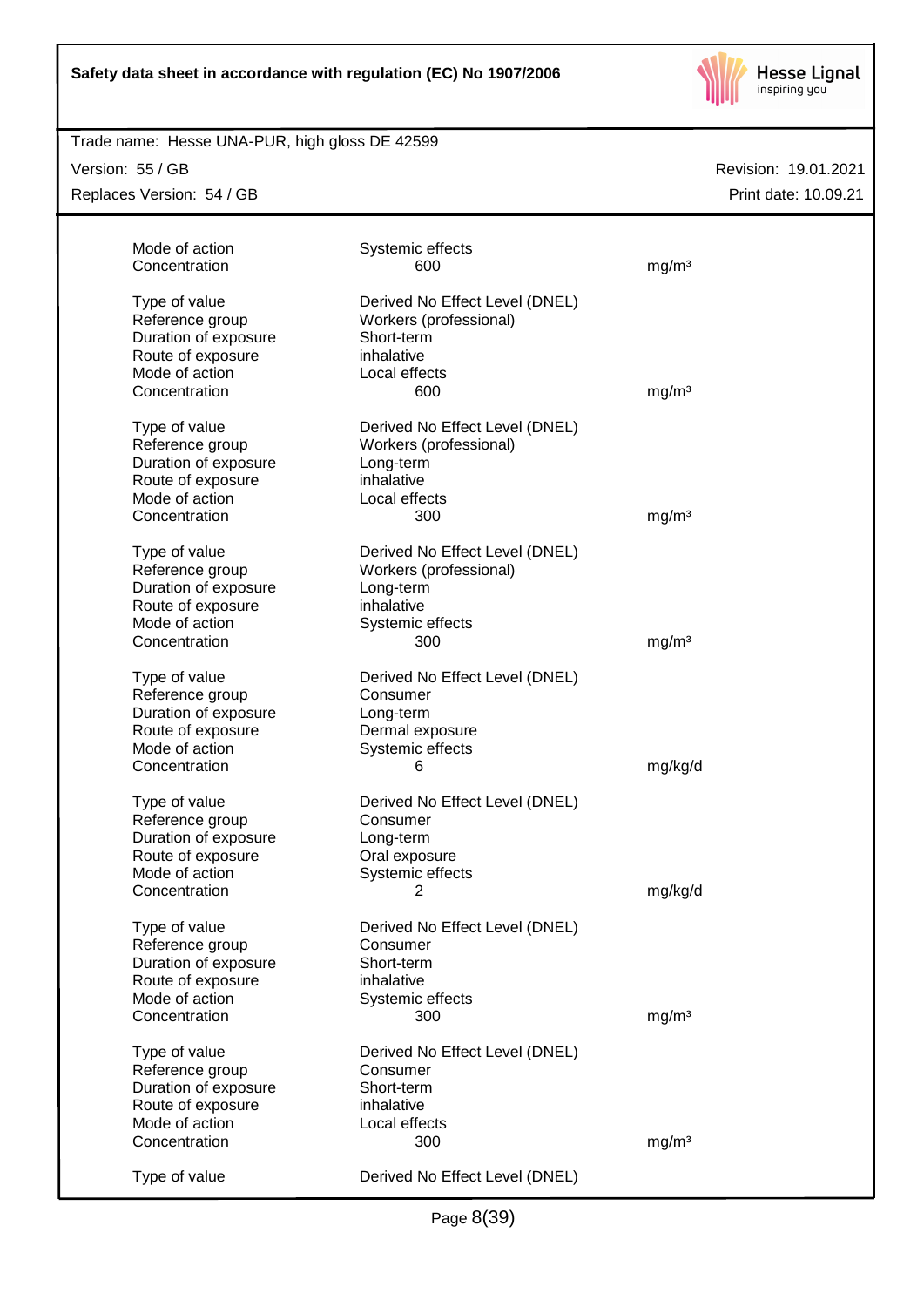| | | |
|---|---|---|
| Mode of action | Systemic effects | |
| Concentration | 600 | mg/m³ |
| | | |
| Type of value | Derived No Effect Level (DNEL) | |
| Reference group | Workers (professional) | |
| Duration of exposure | Short-term | |
| Route of exposure | inhalative | |
| Mode of action | Local effects | |
| Concentration | 600 | mg/m³ |
| | | |
| Type of value | Derived No Effect Level (DNEL) | |
| Reference group | Workers (professional) | |
| Duration of exposure | Long-term | |
| Route of exposure | inhalative | |
| Mode of action | Local effects | |
| Concentration | 300 | mg/m³ |
| | | |
| Type of value | Derived No Effect Level (DNEL) | |
| Reference group | Workers (professional) | |
| Duration of exposure | Long-term | |
| Route of exposure | inhalative | |
| Mode of action | Systemic effects | |
| Concentration | 300 | mg/m³ |
| | | |
| Type of value | Derived No Effect Level (DNEL) | |
| Reference group | Consumer | |
| Duration of exposure | Long-term | |
| Route of exposure | Dermal exposure | |
| Mode of action | Systemic effects | |
| Concentration | 6 | mg/kg/d |
| | | |
| Type of value | Derived No Effect Level (DNEL) | |
| Reference group | Consumer | |
| Duration of exposure | Long-term | |
| Route of exposure | Oral exposure | |
| Mode of action | Systemic effects | |
| Concentration | 2 | mg/kg/d |
| | | |
| Type of value | Derived No Effect Level (DNEL) | |
| Reference group | Consumer | |
| Duration of exposure | Short-term | |
| Route of exposure | inhalative | |
| Mode of action | Systemic effects | |
| Concentration | 300 | mg/m³ |
| | | |
| Type of value | Derived No Effect Level (DNEL) | |
| Reference group | Consumer | |
| Duration of exposure | Short-term | |
| Route of exposure | inhalative | |
| Mode of action | Local effects | |
| Concentration | 300 | mg/m³ |
| | | |
| Type of value | Derived No Effect Level (DNEL) | |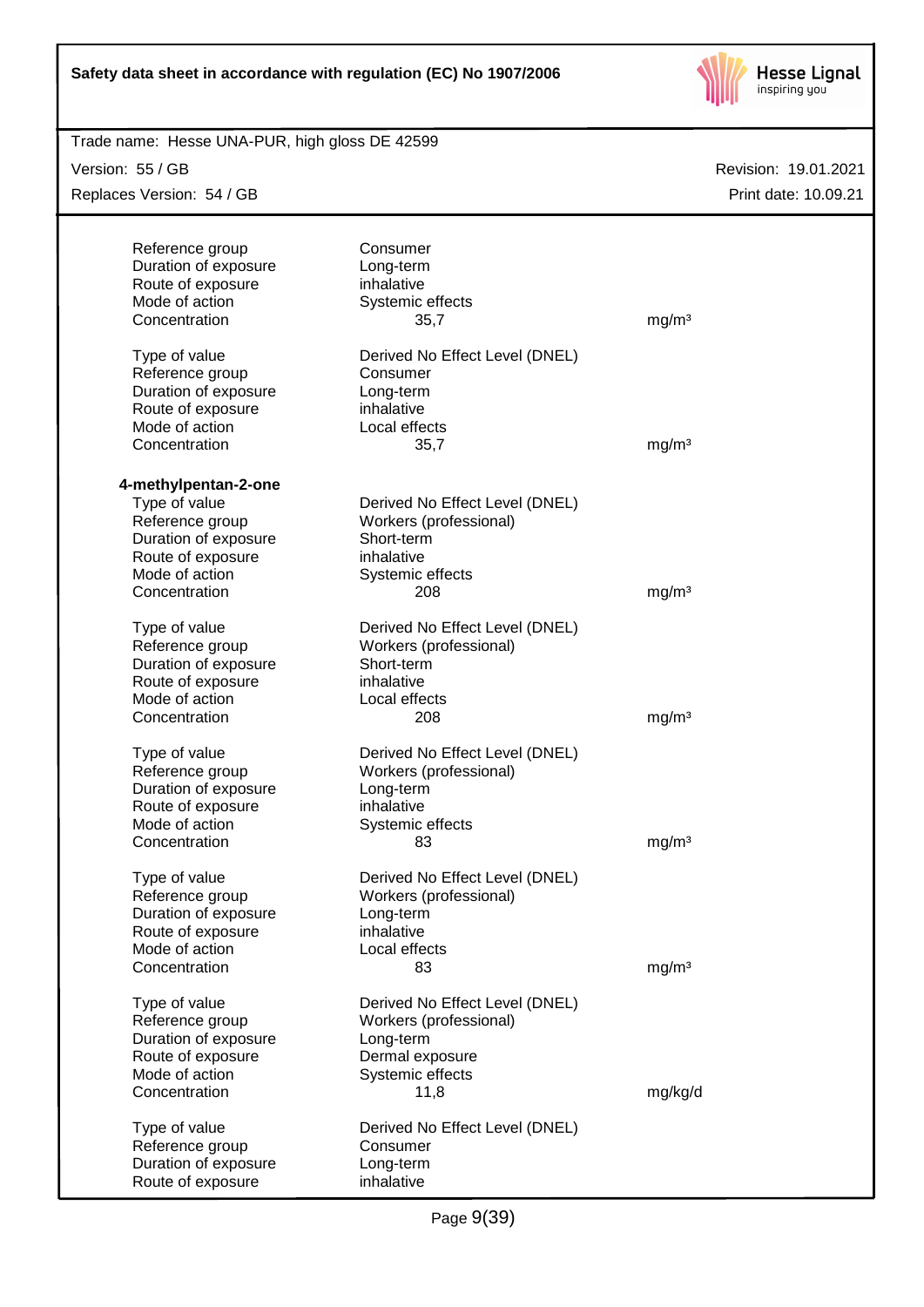| | | |
|---|---|---|
| Reference group | Consumer | |
| Duration of exposure | Long-term | |
| Route of exposure | inhalative | |
| Mode of action | Systemic effects | |
| Concentration | 35,7 | mg/m³ |
| | | |
| Type of value | Derived No Effect Level (DNEL) | |
| Reference group | Consumer | |
| Duration of exposure | Long-term | |
| Route of exposure | inhalative | |
| Mode of action | Local effects | |
| Concentration | 35,7 | mg/m³ |

**4-methylpentan-2-one**

| | | |
|---|---|---|
| Type of value | Derived No Effect Level (DNEL) | |
| Reference group | Workers (professional) | |
| Duration of exposure | Short-term | |
| Route of exposure | inhalative | |
| Mode of action | Systemic effects | |
| Concentration | 208 | mg/m³ |
| | | |
| Type of value | Derived No Effect Level (DNEL) | |
| Reference group | Workers (professional) | |
| Duration of exposure | Short-term | |
| Route of exposure | inhalative | |
| Mode of action | Local effects | |
| Concentration | 208 | mg/m³ |
| | | |
| Type of value | Derived No Effect Level (DNEL) | |
| Reference group | Workers (professional) | |
| Duration of exposure | Long-term | |
| Route of exposure | inhalative | |
| Mode of action | Systemic effects | |
| Concentration | 83 | mg/m³ |
| | | |
| Type of value | Derived No Effect Level (DNEL) | |
| Reference group | Workers (professional) | |
| Duration of exposure | Long-term | |
| Route of exposure | inhalative | |
| Mode of action | Local effects | |
| Concentration | 83 | mg/m³ |
| | | |
| Type of value | Derived No Effect Level (DNEL) | |
| Reference group | Workers (professional) | |
| Duration of exposure | Long-term | |
| Route of exposure | Dermal exposure | |
| Mode of action | Systemic effects | |
| Concentration | 11,8 | mg/kg/d |
| | | |
| Type of value | Derived No Effect Level (DNEL) | |
| Reference group | Consumer | |
| Duration of exposure | Long-term | |
| Route of exposure | inhalative | |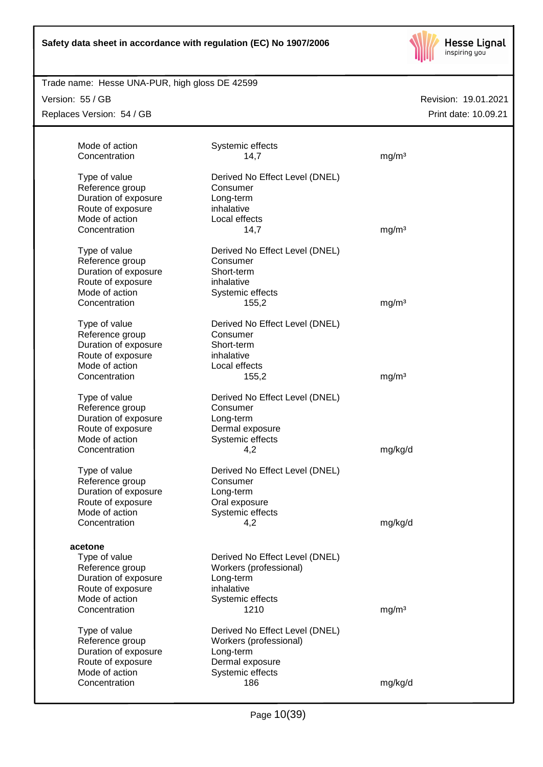| | | |
|---|---|---|
| Mode of action | Systemic effects | |
| Concentration | 14,7 | mg/m³ |
| | | |
| Type of value | Derived No Effect Level (DNEL) | |
| Reference group | Consumer | |
| Duration of exposure | Long-term | |
| Route of exposure | inhalative | |
| Mode of action | Local effects | |
| Concentration | 14,7 | mg/m³ |
| | | |
| Type of value | Derived No Effect Level (DNEL) | |
| Reference group | Consumer | |
| Duration of exposure | Short-term | |
| Route of exposure | inhalative | |
| Mode of action | Systemic effects | |
| Concentration | 155,2 | mg/m³ |
| | | |
| Type of value | Derived No Effect Level (DNEL) | |
| Reference group | Consumer | |
| Duration of exposure | Short-term | |
| Route of exposure | inhalative | |
| Mode of action | Local effects | |
| Concentration | 155,2 | mg/m³ |
| | | |
| Type of value | Derived No Effect Level (DNEL) | |
| Reference group | Consumer | |
| Duration of exposure | Long-term | |
| Route of exposure | Dermal exposure | |
| Mode of action | Systemic effects | |
| Concentration | 4,2 | mg/kg/d |
| | | |
| Type of value | Derived No Effect Level (DNEL) | |
| Reference group | Consumer | |
| Duration of exposure | Long-term | |
| Route of exposure | Oral exposure | |
| Mode of action | Systemic effects | |
| Concentration | 4,2 | mg/kg/d |

**acetone**

| | | |
|---|---|---|
| Type of value | Derived No Effect Level (DNEL) | |
| Reference group | Workers (professional) | |
| Duration of exposure | Long-term | |
| Route of exposure | inhalative | |
| Mode of action | Systemic effects | |
| Concentration | 1210 | mg/m³ |
| | | |
| Type of value | Derived No Effect Level (DNEL) | |
| Reference group | Workers (professional) | |
| Duration of exposure | Long-term | |
| Route of exposure | Dermal exposure | |
| Mode of action | Systemic effects | |
| Concentration | 186 | mg/kg/d |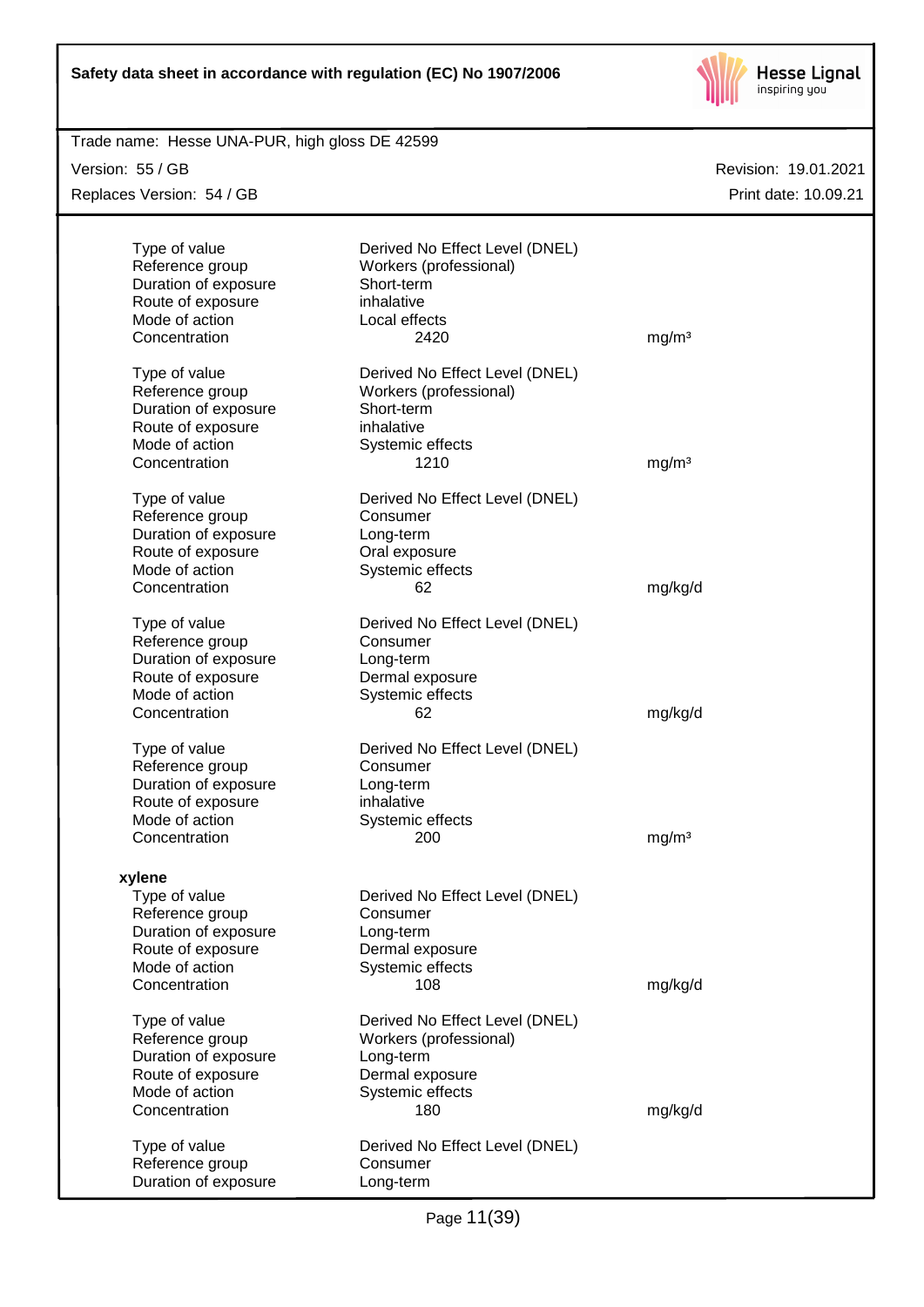| | | |
|---|---|---|
| Type of value | Derived No Effect Level (DNEL) | |
| Reference group | Workers (professional) | |
| Duration of exposure | Short-term | |
| Route of exposure | inhalative | |
| Mode of action | Local effects | |
| Concentration | 2420 | mg/m³ |

| | | |
|---|---|---|
| Type of value | Derived No Effect Level (DNEL) | |
| Reference group | Workers (professional) | |
| Duration of exposure | Short-term | |
| Route of exposure | inhalative | |
| Mode of action | Systemic effects | |
| Concentration | 1210 | mg/m³ |

| | | |
|---|---|---|
| Type of value | Derived No Effect Level (DNEL) | |
| Reference group | Consumer | |
| Duration of exposure | Long-term | |
| Route of exposure | Oral exposure | |
| Mode of action | Systemic effects | |
| Concentration | 62 | mg/kg/d |

| | | |
|---|---|---|
| Type of value | Derived No Effect Level (DNEL) | |
| Reference group | Consumer | |
| Duration of exposure | Long-term | |
| Route of exposure | Dermal exposure | |
| Mode of action | Systemic effects | |
| Concentration | 62 | mg/kg/d |

| | | |
|---|---|---|
| Type of value | Derived No Effect Level (DNEL) | |
| Reference group | Consumer | |
| Duration of exposure | Long-term | |
| Route of exposure | inhalative | |
| Mode of action | Systemic effects | |
| Concentration | 200 | mg/m³ |

**xylene**

| | | |
|---|---|---|
| Type of value | Derived No Effect Level (DNEL) | |
| Reference group | Consumer | |
| Duration of exposure | Long-term | |
| Route of exposure | Dermal exposure | |
| Mode of action | Systemic effects | |
| Concentration | 108 | mg/kg/d |

| | | |
|---|---|---|
| Type of value | Derived No Effect Level (DNEL) | |
| Reference group | Workers (professional) | |
| Duration of exposure | Long-term | |
| Route of exposure | Dermal exposure | |
| Mode of action | Systemic effects | |
| Concentration | 180 | mg/kg/d |

| | | |
|---|---|---|
| Type of value | Derived No Effect Level (DNEL) | |
| Reference group | Consumer | |
| Duration of exposure | Long-term | |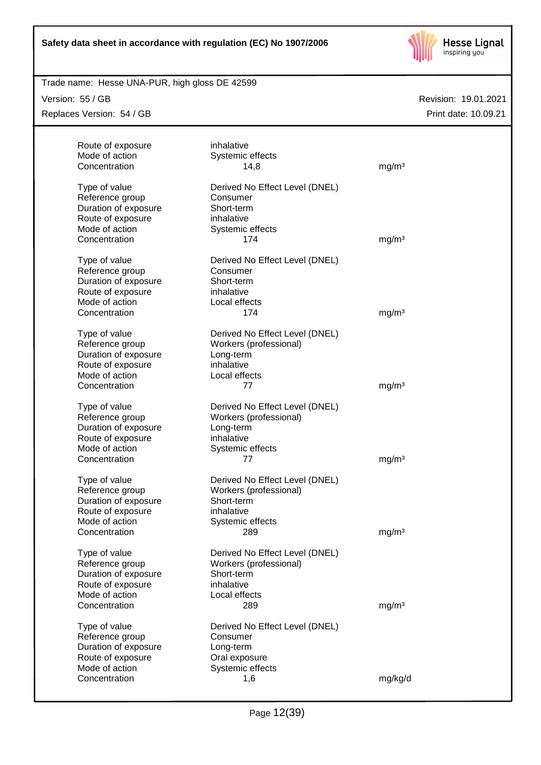| | | |
|---|---|---|
| Route of exposure | inhalative | |
| Mode of action | Systemic effects | |
| Concentration | 14,8 | mg/m³ |

| | | |
|---|---|---|
| Type of value | Derived No Effect Level (DNEL) | |
| Reference group | Consumer | |
| Duration of exposure | Short-term | |
| Route of exposure | inhalative | |
| Mode of action | Systemic effects | |
| Concentration | 174 | mg/m³ |

| | | |
|---|---|---|
| Type of value | Derived No Effect Level (DNEL) | |
| Reference group | Consumer | |
| Duration of exposure | Short-term | |
| Route of exposure | inhalative | |
| Mode of action | Local effects | |
| Concentration | 174 | mg/m³ |

| | | |
|---|---|---|
| Type of value | Derived No Effect Level (DNEL) | |
| Reference group | Workers (professional) | |
| Duration of exposure | Long-term | |
| Route of exposure | inhalative | |
| Mode of action | Local effects | |
| Concentration | 77 | mg/m³ |

| | | |
|---|---|---|
| Type of value | Derived No Effect Level (DNEL) | |
| Reference group | Workers (professional) | |
| Duration of exposure | Long-term | |
| Route of exposure | inhalative | |
| Mode of action | Systemic effects | |
| Concentration | 77 | mg/m³ |

| | | |
|---|---|---|
| Type of value | Derived No Effect Level (DNEL) | |
| Reference group | Workers (professional) | |
| Duration of exposure | Short-term | |
| Route of exposure | inhalative | |
| Mode of action | Systemic effects | |
| Concentration | 289 | mg/m³ |

| | | |
|---|---|---|
| Type of value | Derived No Effect Level (DNEL) | |
| Reference group | Workers (professional) | |
| Duration of exposure | Short-term | |
| Route of exposure | inhalative | |
| Mode of action | Local effects | |
| Concentration | 289 | mg/m³ |

| | | |
|---|---|---|
| Type of value | Derived No Effect Level (DNEL) | |
| Reference group | Consumer | |
| Duration of exposure | Long-term | |
| Route of exposure | Oral exposure | |
| Mode of action | Systemic effects | |
| Concentration | 1,6 | mg/kg/d |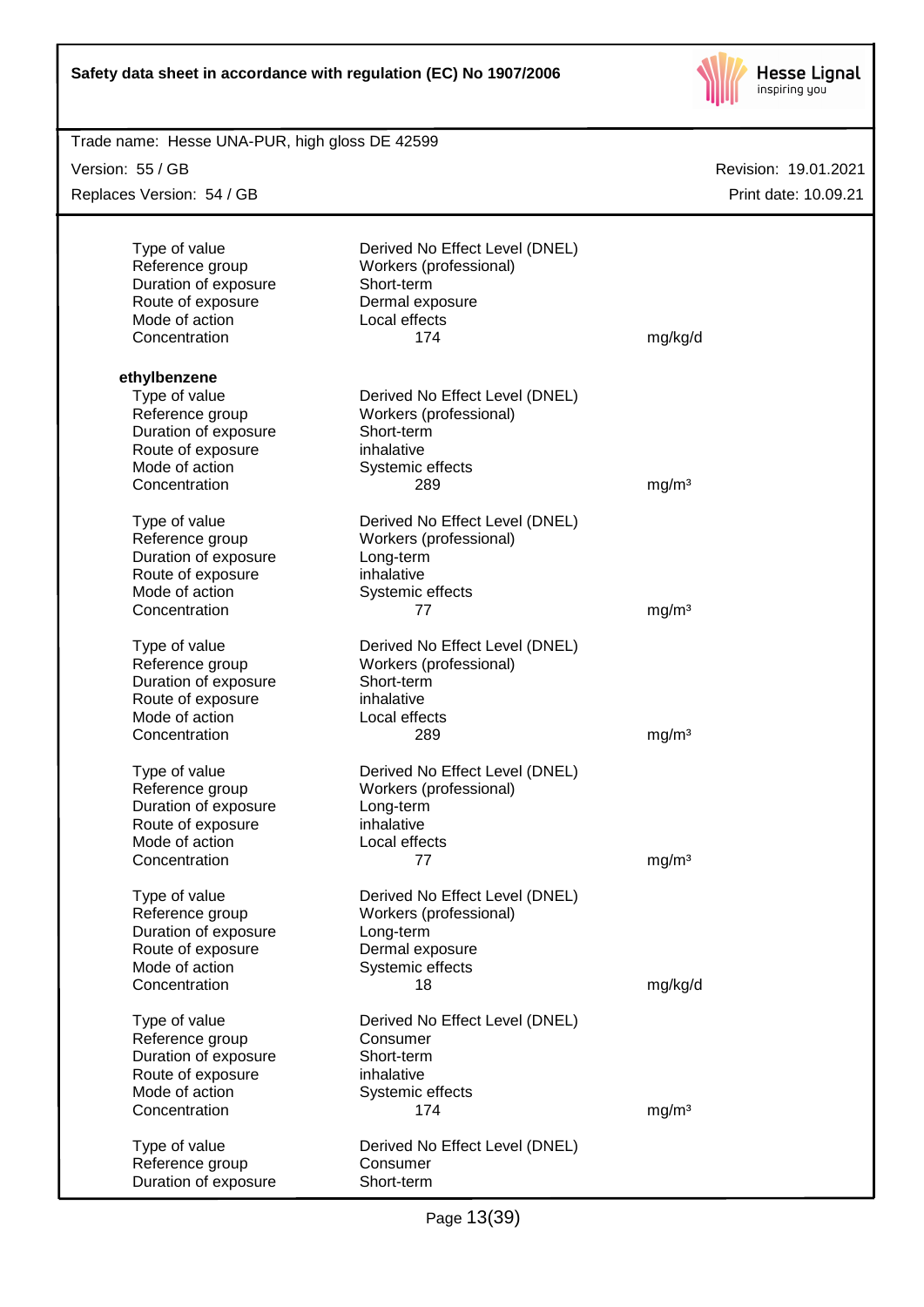| | | |
|---|---|---|
| Type of value | Derived No Effect Level (DNEL) | |
| Reference group | Workers (professional) | |
| Duration of exposure | Short-term | |
| Route of exposure | Dermal exposure | |
| Mode of action | Local effects | |
| Concentration | 174 | mg/kg/d |

**ethylbenzene**

| | | |
|---|---|---|
| Type of value | Derived No Effect Level (DNEL) | |
| Reference group | Workers (professional) | |
| Duration of exposure | Short-term | |
| Route of exposure | inhalative | |
| Mode of action | Systemic effects | |
| Concentration | 289 | mg/m³ |

| | | |
|---|---|---|
| Type of value | Derived No Effect Level (DNEL) | |
| Reference group | Workers (professional) | |
| Duration of exposure | Long-term | |
| Route of exposure | inhalative | |
| Mode of action | Systemic effects | |
| Concentration | 77 | mg/m³ |

| | | |
|---|---|---|
| Type of value | Derived No Effect Level (DNEL) | |
| Reference group | Workers (professional) | |
| Duration of exposure | Short-term | |
| Route of exposure | inhalative | |
| Mode of action | Local effects | |
| Concentration | 289 | mg/m³ |

| | | |
|---|---|---|
| Type of value | Derived No Effect Level (DNEL) | |
| Reference group | Workers (professional) | |
| Duration of exposure | Long-term | |
| Route of exposure | inhalative | |
| Mode of action | Local effects | |
| Concentration | 77 | mg/m³ |

| | | |
|---|---|---|
| Type of value | Derived No Effect Level (DNEL) | |
| Reference group | Workers (professional) | |
| Duration of exposure | Long-term | |
| Route of exposure | Dermal exposure | |
| Mode of action | Systemic effects | |
| Concentration | 18 | mg/kg/d |

| | | |
|---|---|---|
| Type of value | Derived No Effect Level (DNEL) | |
| Reference group | Consumer | |
| Duration of exposure | Short-term | |
| Route of exposure | inhalative | |
| Mode of action | Systemic effects | |
| Concentration | 174 | mg/m³ |

| | | |
|---|---|---|
| Type of value | Derived No Effect Level (DNEL) | |
| Reference group | Consumer | |
| Duration of exposure | Short-term | |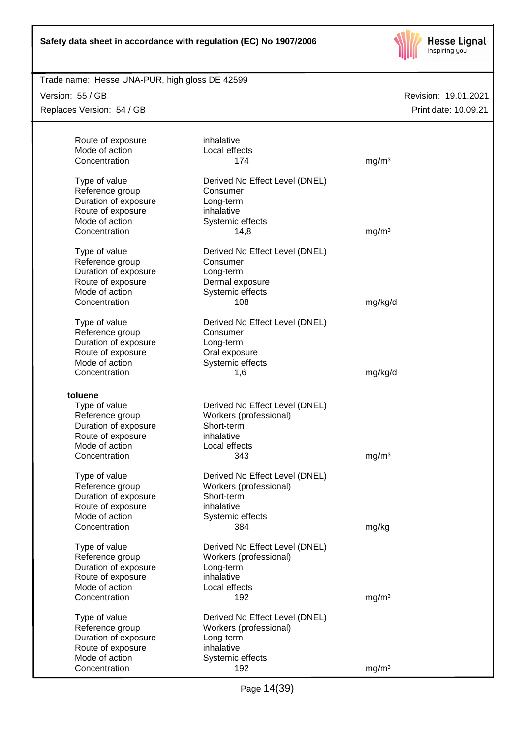| | | |
|---|---|---|
| Route of exposure | inhalative | |
| Mode of action | Local effects | |
| Concentration | 174 | mg/m³ |
| | | |
| Type of value | Derived No Effect Level (DNEL) | |
| Reference group | Consumer | |
| Duration of exposure | Long-term | |
| Route of exposure | inhalative | |
| Mode of action | Systemic effects | |
| Concentration | 14,8 | mg/m³ |
| | | |
| Type of value | Derived No Effect Level (DNEL) | |
| Reference group | Consumer | |
| Duration of exposure | Long-term | |
| Route of exposure | Dermal exposure | |
| Mode of action | Systemic effects | |
| Concentration | 108 | mg/kg/d |
| | | |
| Type of value | Derived No Effect Level (DNEL) | |
| Reference group | Consumer | |
| Duration of exposure | Long-term | |
| Route of exposure | Oral exposure | |
| Mode of action | Systemic effects | |
| Concentration | 1,6 | mg/kg/d |

**toluene**

| | | |
|---|---|---|
| Type of value | Derived No Effect Level (DNEL) | |
| Reference group | Workers (professional) | |
| Duration of exposure | Short-term | |
| Route of exposure | inhalative | |
| Mode of action | Local effects | |
| Concentration | 343 | mg/m³ |
| | | |
| Type of value | Derived No Effect Level (DNEL) | |
| Reference group | Workers (professional) | |
| Duration of exposure | Short-term | |
| Route of exposure | inhalative | |
| Mode of action | Systemic effects | |
| Concentration | 384 | mg/kg |
| | | |
| Type of value | Derived No Effect Level (DNEL) | |
| Reference group | Workers (professional) | |
| Duration of exposure | Long-term | |
| Route of exposure | inhalative | |
| Mode of action | Local effects | |
| Concentration | 192 | mg/m³ |
| | | |
| Type of value | Derived No Effect Level (DNEL) | |
| Reference group | Workers (professional) | |
| Duration of exposure | Long-term | |
| Route of exposure | inhalative | |
| Mode of action | Systemic effects | |
| Concentration | 192 | mg/m³ |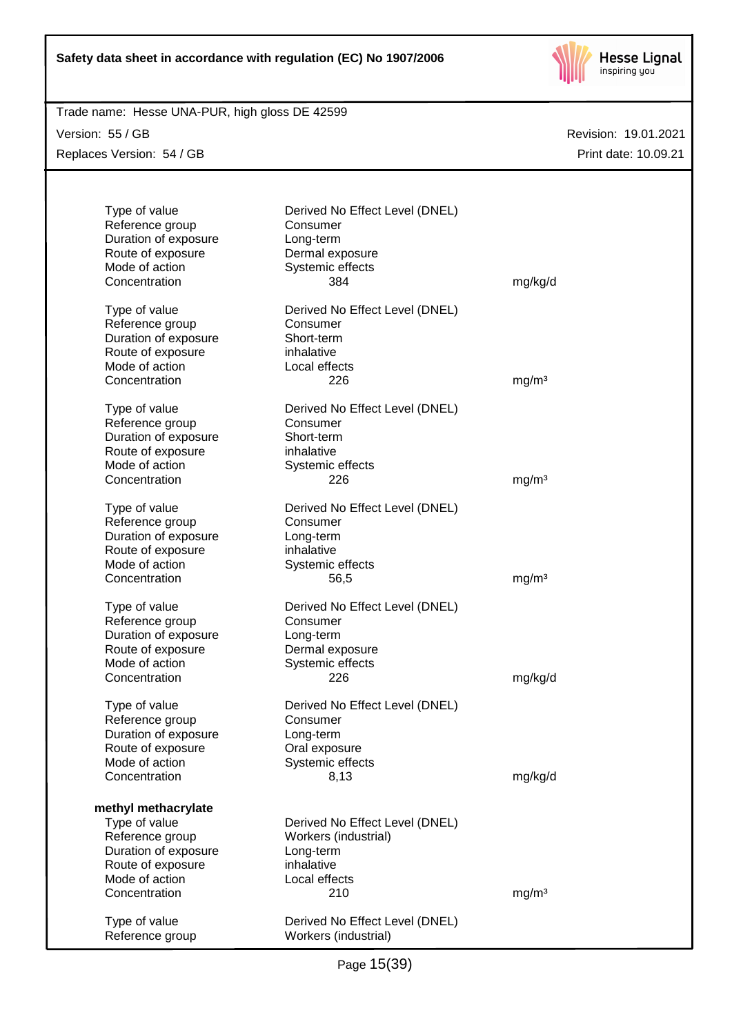| | | |
|---|---|---|
| Type of value | Derived No Effect Level (DNEL) | |
| Reference group | Consumer | |
| Duration of exposure | Long-term | |
| Route of exposure | Dermal exposure | |
| Mode of action | Systemic effects | |
| Concentration | 384 | mg/kg/d |

| | | |
|---|---|---|
| Type of value | Derived No Effect Level (DNEL) | |
| Reference group | Consumer | |
| Duration of exposure | Short-term | |
| Route of exposure | inhalative | |
| Mode of action | Local effects | |
| Concentration | 226 | mg/m³ |

| | | |
|---|---|---|
| Type of value | Derived No Effect Level (DNEL) | |
| Reference group | Consumer | |
| Duration of exposure | Short-term | |
| Route of exposure | inhalative | |
| Mode of action | Systemic effects | |
| Concentration | 226 | mg/m³ |

| | | |
|---|---|---|
| Type of value | Derived No Effect Level (DNEL) | |
| Reference group | Consumer | |
| Duration of exposure | Long-term | |
| Route of exposure | inhalative | |
| Mode of action | Systemic effects | |
| Concentration | 56,5 | mg/m³ |

| | | |
|---|---|---|
| Type of value | Derived No Effect Level (DNEL) | |
| Reference group | Consumer | |
| Duration of exposure | Long-term | |
| Route of exposure | Dermal exposure | |
| Mode of action | Systemic effects | |
| Concentration | 226 | mg/kg/d |

| | | |
|---|---|---|
| Type of value | Derived No Effect Level (DNEL) | |
| Reference group | Consumer | |
| Duration of exposure | Long-term | |
| Route of exposure | Oral exposure | |
| Mode of action | Systemic effects | |
| Concentration | 8,13 | mg/kg/d |

**methyl methacrylate**

| | | |
|---|---|---|
| Type of value | Derived No Effect Level (DNEL) | |
| Reference group | Workers (industrial) | |
| Duration of exposure | Long-term | |
| Route of exposure | inhalative | |
| Mode of action | Local effects | |
| Concentration | 210 | mg/m³ |

| | | |
|---|---|---|
| Type of value | Derived No Effect Level (DNEL) | |
| Reference group | Workers (industrial) | |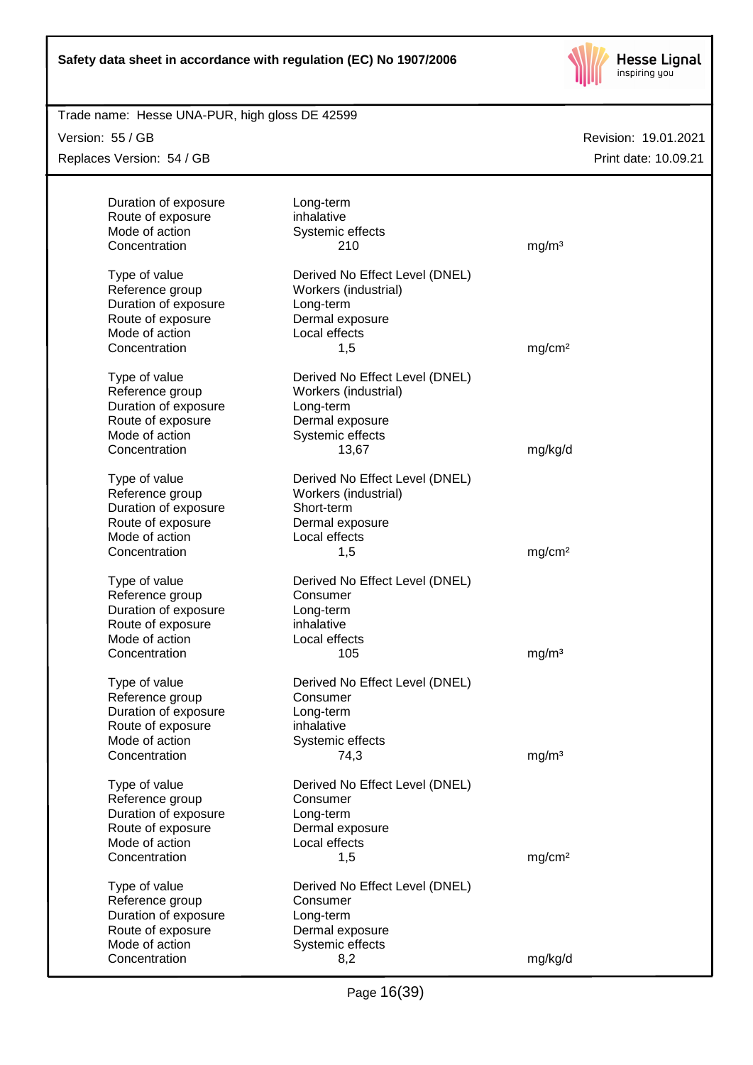| | | |
|---|---|---|
| Duration of exposure | Long-term | |
| Route of exposure | inhalative | |
| Mode of action | Systemic effects | |
| Concentration | 210 | mg/m³ |

| | | |
|---|---|---|
| Type of value | Derived No Effect Level (DNEL) | |
| Reference group | Workers (industrial) | |
| Duration of exposure | Long-term | |
| Route of exposure | Dermal exposure | |
| Mode of action | Local effects | |
| Concentration | 1,5 | mg/cm² |

| | | |
|---|---|---|
| Type of value | Derived No Effect Level (DNEL) | |
| Reference group | Workers (industrial) | |
| Duration of exposure | Long-term | |
| Route of exposure | Dermal exposure | |
| Mode of action | Systemic effects | |
| Concentration | 13,67 | mg/kg/d |

| | | |
|---|---|---|
| Type of value | Derived No Effect Level (DNEL) | |
| Reference group | Workers (industrial) | |
| Duration of exposure | Short-term | |
| Route of exposure | Dermal exposure | |
| Mode of action | Local effects | |
| Concentration | 1,5 | mg/cm² |

| | | |
|---|---|---|
| Type of value | Derived No Effect Level (DNEL) | |
| Reference group | Consumer | |
| Duration of exposure | Long-term | |
| Route of exposure | inhalative | |
| Mode of action | Local effects | |
| Concentration | 105 | mg/m³ |

| | | |
|---|---|---|
| Type of value | Derived No Effect Level (DNEL) | |
| Reference group | Consumer | |
| Duration of exposure | Long-term | |
| Route of exposure | inhalative | |
| Mode of action | Systemic effects | |
| Concentration | 74,3 | mg/m³ |

| | | |
|---|---|---|
| Type of value | Derived No Effect Level (DNEL) | |
| Reference group | Consumer | |
| Duration of exposure | Long-term | |
| Route of exposure | Dermal exposure | |
| Mode of action | Local effects | |
| Concentration | 1,5 | mg/cm² |

| | | |
|---|---|---|
| Type of value | Derived No Effect Level (DNEL) | |
| Reference group | Consumer | |
| Duration of exposure | Long-term | |
| Route of exposure | Dermal exposure | |
| Mode of action | Systemic effects | |
| Concentration | 8,2 | mg/kg/d |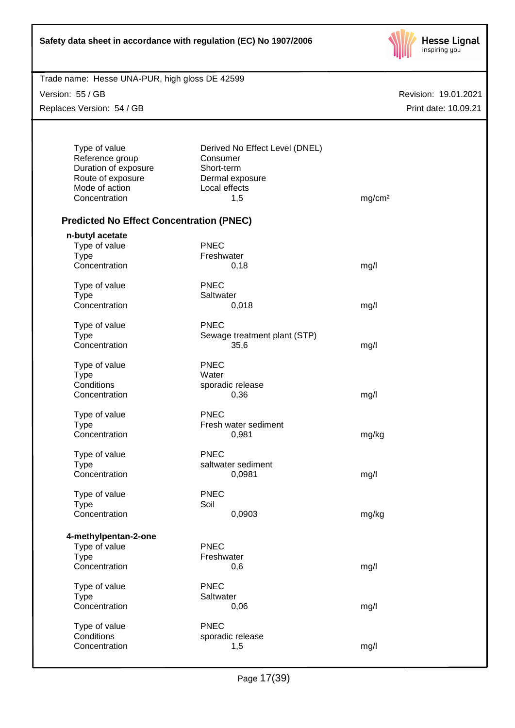| | | |
|---|---|---|
| Type of value | Derived No Effect Level (DNEL) | |
| Reference group | Consumer | |
| Duration of exposure | Short-term | |
| Route of exposure | Dermal exposure | |
| Mode of action | Local effects | |
| Concentration | 1,5 | mg/cm² |

## Predicted No Effect Concentration (PNEC)

**n-butyl acetate**

| | | |
|---|---|---|
| Type of value | PNEC | |
| Type | Freshwater | |
| Concentration | 0,18 | mg/l |

| | | |
|---|---|---|
| Type of value | PNEC | |
| Type | Saltwater | |
| Concentration | 0,018 | mg/l |

| | | |
|---|---|---|
| Type of value | PNEC | |
| Type | Sewage treatment plant (STP) | |
| Concentration | 35,6 | mg/l |

| | | |
|---|---|---|
| Type of value | PNEC | |
| Type | Water | |
| Conditions | sporadic release | |
| Concentration | 0,36 | mg/l |

| | | |
|---|---|---|
| Type of value | PNEC | |
| Type | Fresh water sediment | |
| Concentration | 0,981 | mg/kg |

| | | |
|---|---|---|
| Type of value | PNEC | |
| Type | saltwater sediment | |
| Concentration | 0,0981 | mg/l |

| | | |
|---|---|---|
| Type of value | PNEC | |
| Type | Soil | |
| Concentration | 0,0903 | mg/kg |

**4-methylpentan-2-one**

| | | |
|---|---|---|
| Type of value | PNEC | |
| Type | Freshwater | |
| Concentration | 0,6 | mg/l |

| | | |
|---|---|---|
| Type of value | PNEC | |
| Type | Saltwater | |
| Concentration | 0,06 | mg/l |

| | | |
|---|---|---|
| Type of value | PNEC | |
| Conditions | sporadic release | |
| Concentration | 1,5 | mg/l |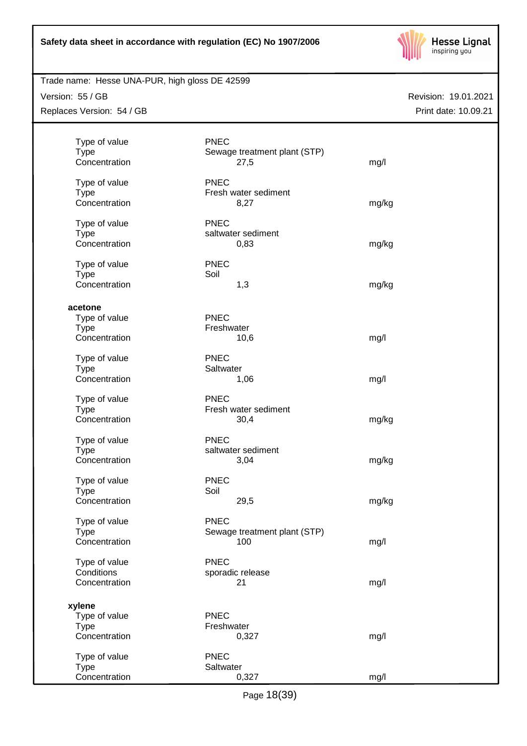| | | |
|---|---|---|
| Type of value | PNEC | |
| Type | Sewage treatment plant (STP) | |
| Concentration | 27,5 | mg/l |
| | | |
| Type of value | PNEC | |
| Type | Fresh water sediment | |
| Concentration | 8,27 | mg/kg |
| | | |
| Type of value | PNEC | |
| Type | saltwater sediment | |
| Concentration | 0,83 | mg/kg |
| | | |
| Type of value | PNEC | |
| Type | Soil | |
| Concentration | 1,3 | mg/kg |

**acetone**

| | | |
|---|---|---|
| Type of value | PNEC | |
| Type | Freshwater | |
| Concentration | 10,6 | mg/l |
| | | |
| Type of value | PNEC | |
| Type | Saltwater | |
| Concentration | 1,06 | mg/l |
| | | |
| Type of value | PNEC | |
| Type | Fresh water sediment | |
| Concentration | 30,4 | mg/kg |
| | | |
| Type of value | PNEC | |
| Type | saltwater sediment | |
| Concentration | 3,04 | mg/kg |
| | | |
| Type of value | PNEC | |
| Type | Soil | |
| Concentration | 29,5 | mg/kg |
| | | |
| Type of value | PNEC | |
| Type | Sewage treatment plant (STP) | |
| Concentration | 100 | mg/l |
| | | |
| Type of value | PNEC | |
| Conditions | sporadic release | |
| Concentration | 21 | mg/l |

**xylene**

| | | |
|---|---|---|
| Type of value | PNEC | |
| Type | Freshwater | |
| Concentration | 0,327 | mg/l |
| | | |
| Type of value | PNEC | |
| Type | Saltwater | |
| Concentration | 0,327 | mg/l |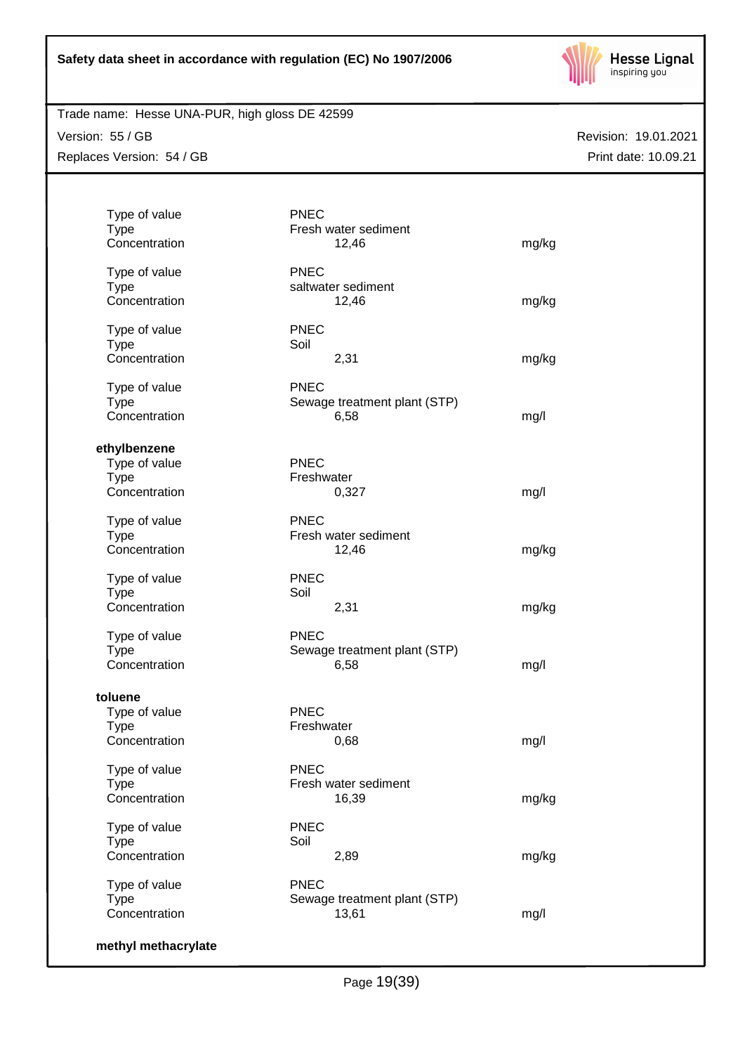| | | |
|---|---|---|
| Type of value | PNEC | |
| Type | Fresh water sediment | |
| Concentration | 12,46 | mg/kg |
| | | |
| Type of value | PNEC | |
| Type | saltwater sediment | |
| Concentration | 12,46 | mg/kg |
| | | |
| Type of value | PNEC | |
| Type | Soil | |
| Concentration | 2,31 | mg/kg |
| | | |
| Type of value | PNEC | |
| Type | Sewage treatment plant (STP) | |
| Concentration | 6,58 | mg/l |

**ethylbenzene**

| | | |
|---|---|---|
| Type of value | PNEC | |
| Type | Freshwater | |
| Concentration | 0,327 | mg/l |
| | | |
| Type of value | PNEC | |
| Type | Fresh water sediment | |
| Concentration | 12,46 | mg/kg |
| | | |
| Type of value | PNEC | |
| Type | Soil | |
| Concentration | 2,31 | mg/kg |
| | | |
| Type of value | PNEC | |
| Type | Sewage treatment plant (STP) | |
| Concentration | 6,58 | mg/l |

**toluene**

| | | |
|---|---|---|
| Type of value | PNEC | |
| Type | Freshwater | |
| Concentration | 0,68 | mg/l |
| | | |
| Type of value | PNEC | |
| Type | Fresh water sediment | |
| Concentration | 16,39 | mg/kg |
| | | |
| Type of value | PNEC | |
| Type | Soil | |
| Concentration | 2,89 | mg/kg |
| | | |
| Type of value | PNEC | |
| Type | Sewage treatment plant (STP) | |
| Concentration | 13,61 | mg/l |

**methyl methacrylate**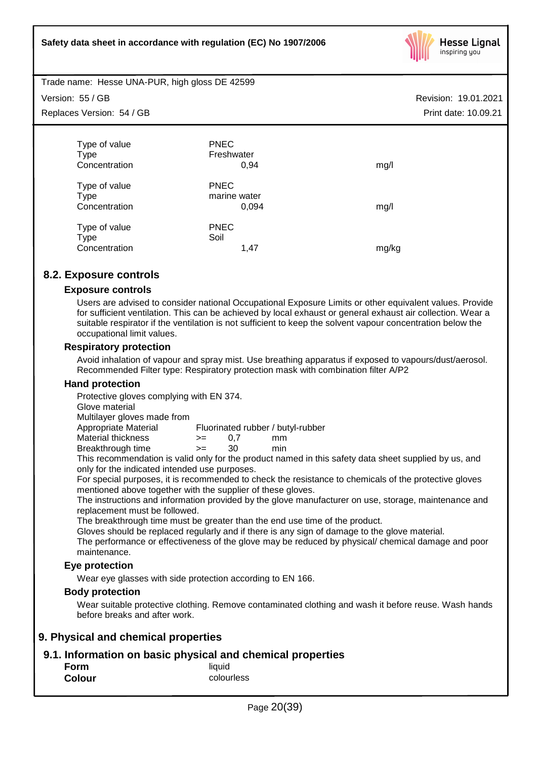| | | |
|---|---|---|
| Type of value | PNEC | |
| Type | Freshwater | |
| Concentration | 0,94 | mg/l |
| | | |
| Type of value | PNEC | |
| Type | marine water | |
| Concentration | 0,094 | mg/l |
| | | |
| Type of value | PNEC | |
| Type | Soil | |
| Concentration | 1,47 | mg/kg |

## 8.2. Exposure controls

### Exposure controls

Users are advised to consider national Occupational Exposure Limits or other equivalent values. Provide for sufficient ventilation. This can be achieved by local exhaust or general exhaust air collection. Wear a suitable respirator if the ventilation is not sufficient to keep the solvent vapour concentration below the occupational limit values.

### Respiratory protection

Avoid inhalation of vapour and spray mist. Use breathing apparatus if exposed to vapours/dust/aerosol. Recommended Filter type: Respiratory protection mask with combination filter A/P2

### Hand protection

Protective gloves complying with EN 374.
Glove material
Multilayer gloves made from

| | | | |
|---|---|---|---|
| Appropriate Material | Fluorinated rubber / butyl-rubber | | |
| Material thickness | >= | 0,7 | mm |
| Breakthrough time | >= | 30 | min |

This recommendation is valid only for the product named in this safety data sheet supplied by us, and only for the indicated intended use purposes.
For special purposes, it is recommended to check the resistance to chemicals of the protective gloves mentioned above together with the supplier of these gloves.
The instructions and information provided by the glove manufacturer on use, storage, maintenance and replacement must be followed.
The breakthrough time must be greater than the end use time of the product.
Gloves should be replaced regularly and if there is any sign of damage to the glove material.
The performance or effectiveness of the glove may be reduced by physical/ chemical damage and poor maintenance.

### Eye protection

Wear eye glasses with side protection according to EN 166.

### Body protection

Wear suitable protective clothing. Remove contaminated clothing and wash it before reuse. Wash hands before breaks and after work.

# 9. Physical and chemical properties

## 9.1. Information on basic physical and chemical properties

| | |
|---|---|
| **Form** | liquid |
| **Colour** | colourless |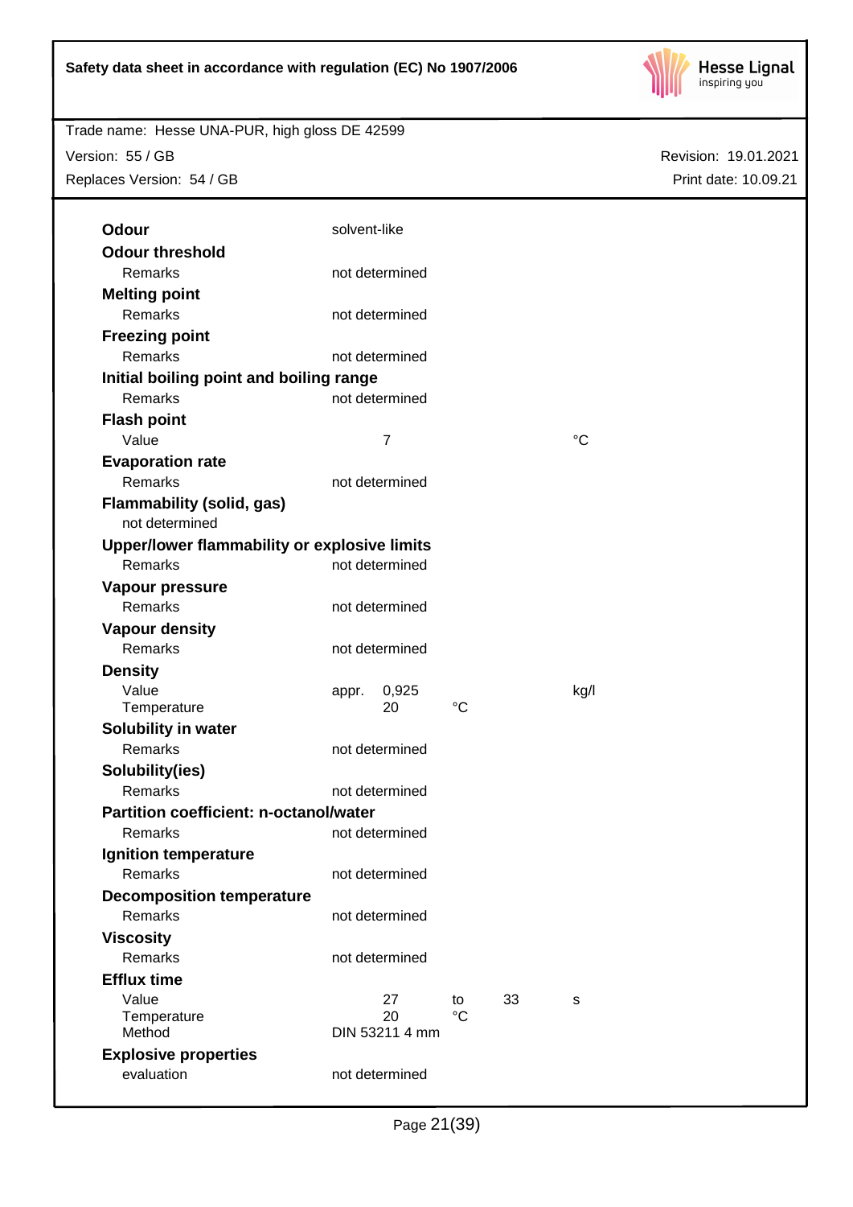**Odour** solvent-like

**Odour threshold**

| | |
|---|---|
| Remarks | not determined |

**Melting point**

| | |
|---|---|
| Remarks | not determined |

**Freezing point**

| | |
|---|---|
| Remarks | not determined |

**Initial boiling point and boiling range**

| | |
|---|---|
| Remarks | not determined |

**Flash point**

| | | |
|---|---|---|
| Value | 7 | °C |

**Evaporation rate**

| | |
|---|---|
| Remarks | not determined |

**Flammability (solid, gas)**

not determined

**Upper/lower flammability or explosive limits**

| | |
|---|---|
| Remarks | not determined |

**Vapour pressure**

| | |
|---|---|
| Remarks | not determined |

**Vapour density**

| | |
|---|---|
| Remarks | not determined |

**Density**

| | | | | |
|---|---|---|---|---|
| Value | appr. | 0,925 | | kg/l |
| Temperature | | 20 | °C | |

**Solubility in water**

| | |
|---|---|
| Remarks | not determined |

**Solubility(ies)**

| | |
|---|---|
| Remarks | not determined |

**Partition coefficient: n-octanol/water**

| | |
|---|---|
| Remarks | not determined |

**Ignition temperature**

| | |
|---|---|
| Remarks | not determined |

**Decomposition temperature**

| | |
|---|---|
| Remarks | not determined |

**Viscosity**

| | |
|---|---|
| Remarks | not determined |

**Efflux time**

| | | | | |
|---|---|---|---|---|
| Value | 27 | to | 33 | s |
| Temperature | 20 | °C | | |
| Method | DIN 53211 4 mm | | | |

**Explosive properties**

| | |
|---|---|
| evaluation | not determined |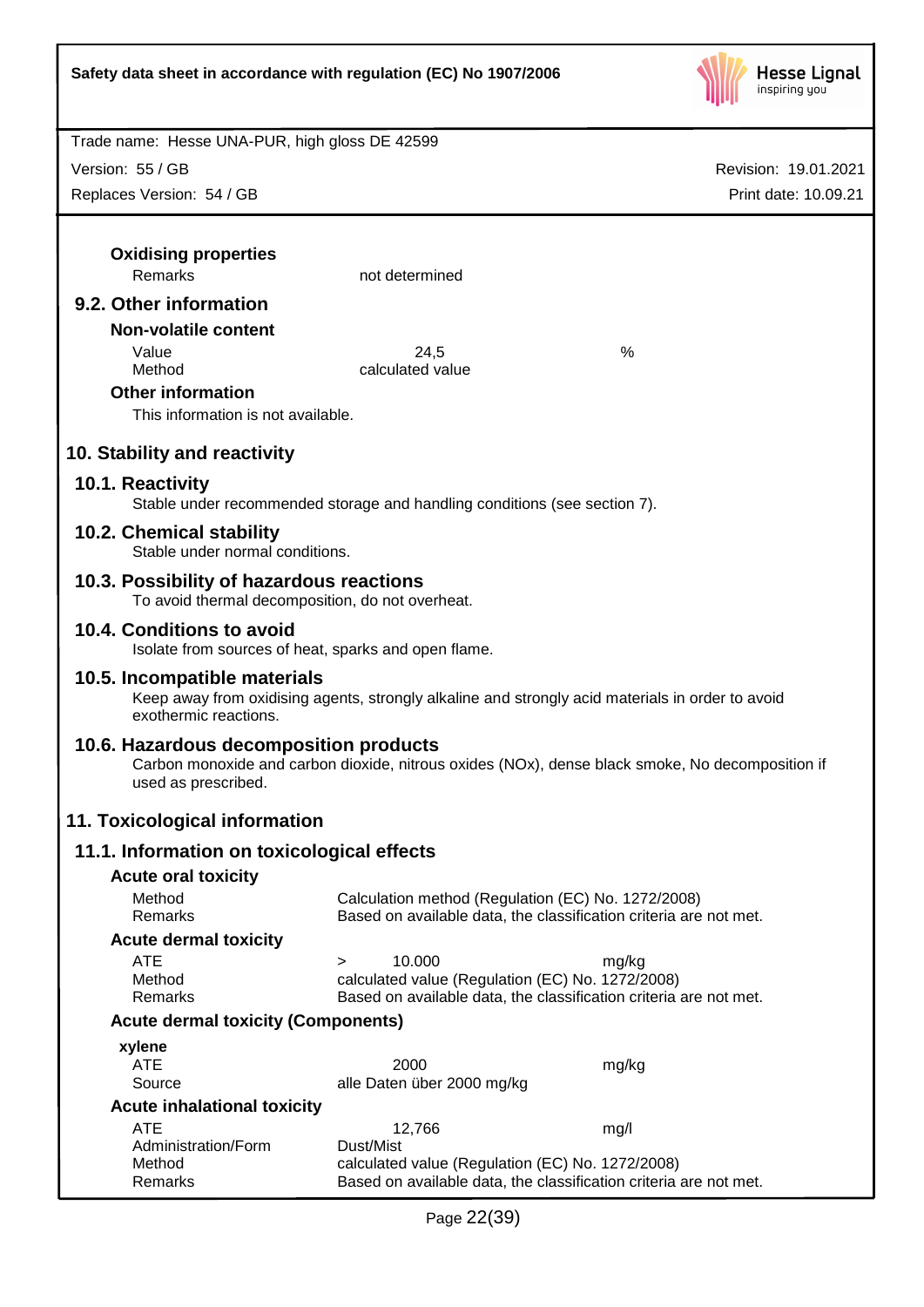#### Oxidising properties

| | | |
|---|---|---|
| Remarks | not determined | |

### 9.2. Other information

#### Non-volatile content

| | | |
|---|---|---|
| Value | 24,5 | % |
| Method | calculated value | |

#### Other information

This information is not available.

## 10. Stability and reactivity

### 10.1. Reactivity

Stable under recommended storage and handling conditions (see section 7).

### 10.2. Chemical stability

Stable under normal conditions.

### 10.3. Possibility of hazardous reactions

To avoid thermal decomposition, do not overheat.

### 10.4. Conditions to avoid

Isolate from sources of heat, sparks and open flame.

### 10.5. Incompatible materials

Keep away from oxidising agents, strongly alkaline and strongly acid materials in order to avoid exothermic reactions.

### 10.6. Hazardous decomposition products

Carbon monoxide and carbon dioxide, nitrous oxides (NOx), dense black smoke, No decomposition if used as prescribed.

## 11. Toxicological information

### 11.1. Information on toxicological effects

#### Acute oral toxicity

| | |
|---|---|
| Method | Calculation method (Regulation (EC) No. 1272/2008) |
| Remarks | Based on available data, the classification criteria are not met. |

#### Acute dermal toxicity

| | | |
|---|---|---|
| ATE | > 10.000 | mg/kg |
| Method | calculated value (Regulation (EC) No. 1272/2008) | |
| Remarks | Based on available data, the classification criteria are not met. | |

#### Acute dermal toxicity (Components)

**xylene**

| | | |
|---|---|---|
| ATE | 2000 | mg/kg |
| Source | alle Daten über 2000 mg/kg | |

#### Acute inhalational toxicity

| | | |
|---|---|---|
| ATE | 12,766 | mg/l |
| Administration/Form | Dust/Mist | |
| Method | calculated value (Regulation (EC) No. 1272/2008) | |
| Remarks | Based on available data, the classification criteria are not met. | |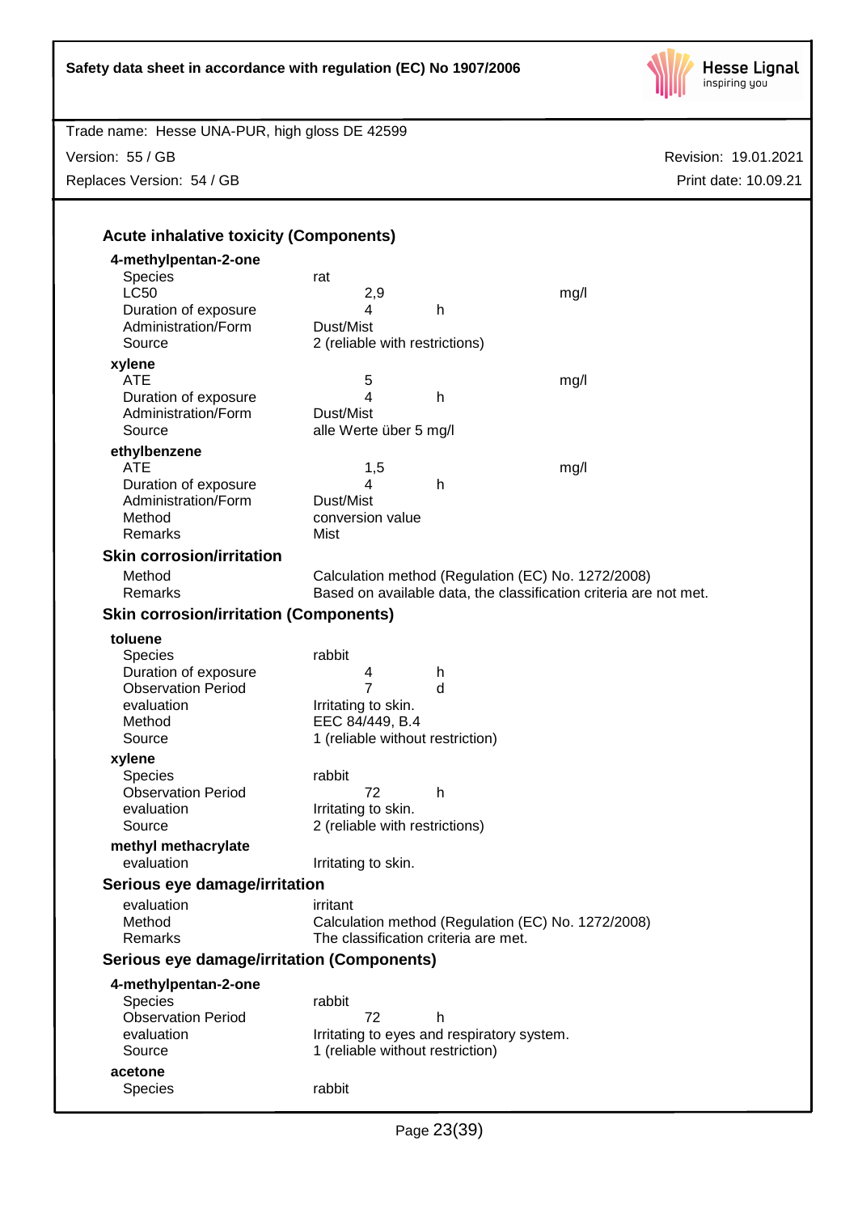### Acute inhalative toxicity (Components)

**4-methylpentan-2-one**

| | | | |
|---|---|---|---|
| Species | rat | | |
| LC50 | 2,9 | | mg/l |
| Duration of exposure | 4 | h | |
| Administration/Form | Dust/Mist | | |
| Source | 2 (reliable with restrictions) | | |

**xylene**

| | | | |
|---|---|---|---|
| ATE | 5 | | mg/l |
| Duration of exposure | 4 | h | |
| Administration/Form | Dust/Mist | | |
| Source | alle Werte über 5 mg/l | | |

**ethylbenzene**

| | | | |
|---|---|---|---|
| ATE | 1,5 | | mg/l |
| Duration of exposure | 4 | h | |
| Administration/Form | Dust/Mist | | |
| Method | conversion value | | |
| Remarks | Mist | | |

### Skin corrosion/irritation

| | |
|---|---|
| Method | Calculation method (Regulation (EC) No. 1272/2008) |
| Remarks | Based on available data, the classification criteria are not met. |

### Skin corrosion/irritation (Components)

**toluene**

| | | |
|---|---|---|
| Species | rabbit | |
| Duration of exposure | 4 | h |
| Observation Period | 7 | d |
| evaluation | Irritating to skin. | |
| Method | EEC 84/449, B.4 | |
| Source | 1 (reliable without restriction) | |

**xylene**

| | | |
|---|---|---|
| Species | rabbit | |
| Observation Period | 72 | h |
| evaluation | Irritating to skin. | |
| Source | 2 (reliable with restrictions) | |

**methyl methacrylate**

| | |
|---|---|
| evaluation | Irritating to skin. |

### Serious eye damage/irritation

| | |
|---|---|
| evaluation | irritant |
| Method | Calculation method (Regulation (EC) No. 1272/2008) |
| Remarks | The classification criteria are met. |

### Serious eye damage/irritation (Components)

**4-methylpentan-2-one**

| | | |
|---|---|---|
| Species | rabbit | |
| Observation Period | 72 | h |
| evaluation | Irritating to eyes and respiratory system. | |
| Source | 1 (reliable without restriction) | |

**acetone**

| | |
|---|---|
| Species | rabbit |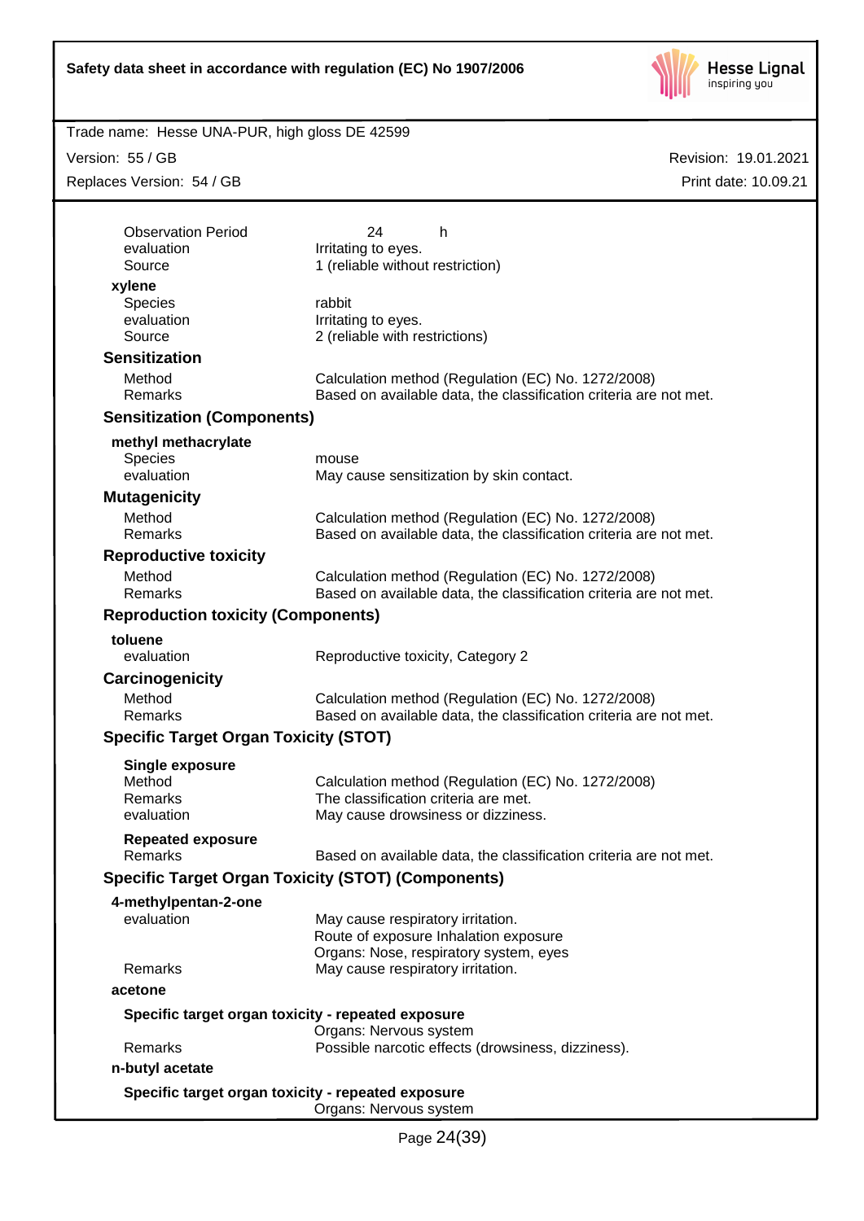| | |
|---|---|
| Observation Period | 24 h |
| evaluation | Irritating to eyes. |
| Source | 1 (reliable without restriction) |

**xylene**

| | |
|---|---|
| Species | rabbit |
| evaluation | Irritating to eyes. |
| Source | 2 (reliable with restrictions) |

### Sensitization

| | |
|---|---|
| Method | Calculation method (Regulation (EC) No. 1272/2008) |
| Remarks | Based on available data, the classification criteria are not met. |

### Sensitization (Components)

**methyl methacrylate**

| | |
|---|---|
| Species | mouse |
| evaluation | May cause sensitization by skin contact. |

### Mutagenicity

| | |
|---|---|
| Method | Calculation method (Regulation (EC) No. 1272/2008) |
| Remarks | Based on available data, the classification criteria are not met. |

### Reproductive toxicity

| | |
|---|---|
| Method | Calculation method (Regulation (EC) No. 1272/2008) |
| Remarks | Based on available data, the classification criteria are not met. |

### Reproduction toxicity (Components)

**toluene**

| | |
|---|---|
| evaluation | Reproductive toxicity, Category 2 |

### Carcinogenicity

| | |
|---|---|
| Method | Calculation method (Regulation (EC) No. 1272/2008) |
| Remarks | Based on available data, the classification criteria are not met. |

### Specific Target Organ Toxicity (STOT)

**Single exposure**

| | |
|---|---|
| Method | Calculation method (Regulation (EC) No. 1272/2008) |
| Remarks | The classification criteria are met. |
| evaluation | May cause drowsiness or dizziness. |

**Repeated exposure**

| | |
|---|---|
| Remarks | Based on available data, the classification criteria are not met. |

### Specific Target Organ Toxicity (STOT) (Components)

**4-methylpentan-2-one**

| | |
|---|---|
| evaluation | May cause respiratory irritation.<br>Route of exposure Inhalation exposure<br>Organs: Nose, respiratory system, eyes |
| Remarks | May cause respiratory irritation. |

**acetone**

**Specific target organ toxicity - repeated exposure**

| | |
|---|---|
| | Organs: Nervous system |
| Remarks | Possible narcotic effects (drowsiness, dizziness). |

**n-butyl acetate**

**Specific target organ toxicity - repeated exposure**

| | |
|---|---|
| | Organs: Nervous system |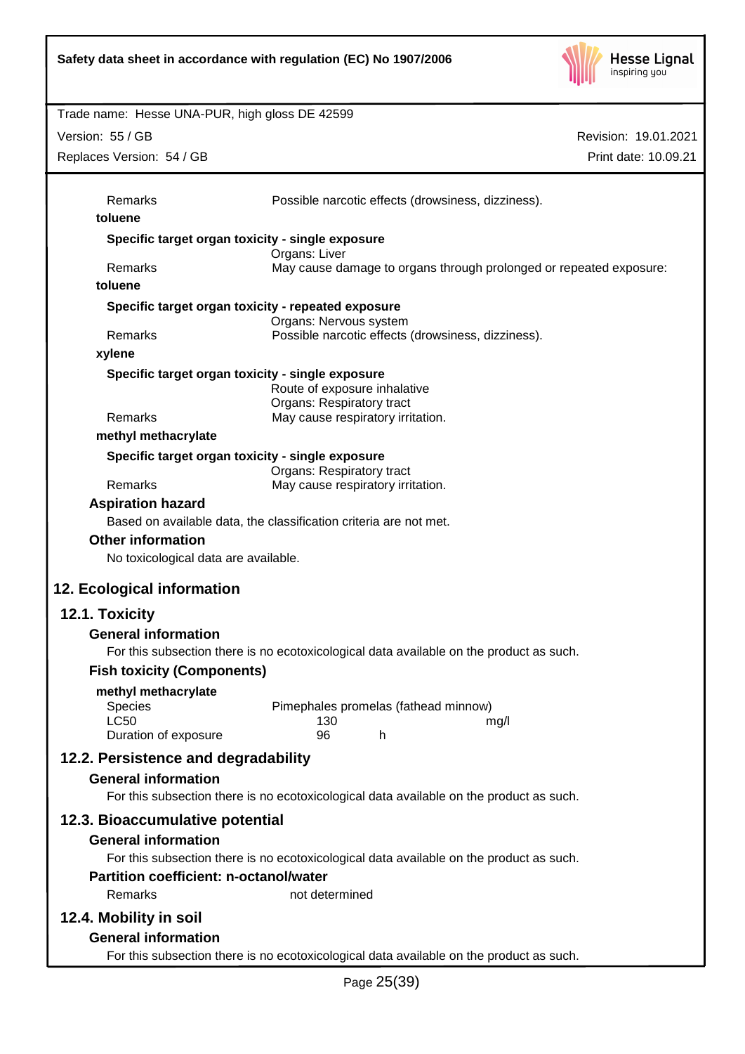Remarks Possible narcotic effects (drowsiness, dizziness).

**toluene**

**Specific target organ toxicity - single exposure**

Organs: Liver

Remarks May cause damage to organs through prolonged or repeated exposure:

**toluene**

**Specific target organ toxicity - repeated exposure**

Organs: Nervous system

Remarks Possible narcotic effects (drowsiness, dizziness).

**xylene**

**Specific target organ toxicity - single exposure**

Route of exposure inhalative
Organs: Respiratory tract

Remarks May cause respiratory irritation.

**methyl methacrylate**

**Specific target organ toxicity - single exposure**

Organs: Respiratory tract

Remarks May cause respiratory irritation.

**Aspiration hazard**

Based on available data, the classification criteria are not met.

**Other information**

No toxicological data are available.

## 12. Ecological information

### 12.1. Toxicity

**General information**

For this subsection there is no ecotoxicological data available on the product as such.

**Fish toxicity (Components)**

**methyl methacrylate**

| | | |
|---|---|---|
| Species | Pimephales promelas (fathead minnow) | |
| LC50 | 130 | mg/l |
| Duration of exposure | 96 | h |

### 12.2. Persistence and degradability

**General information**

For this subsection there is no ecotoxicological data available on the product as such.

### 12.3. Bioaccumulative potential

**General information**

For this subsection there is no ecotoxicological data available on the product as such.

**Partition coefficient: n-octanol/water**

Remarks not determined

### 12.4. Mobility in soil

**General information**

For this subsection there is no ecotoxicological data available on the product as such.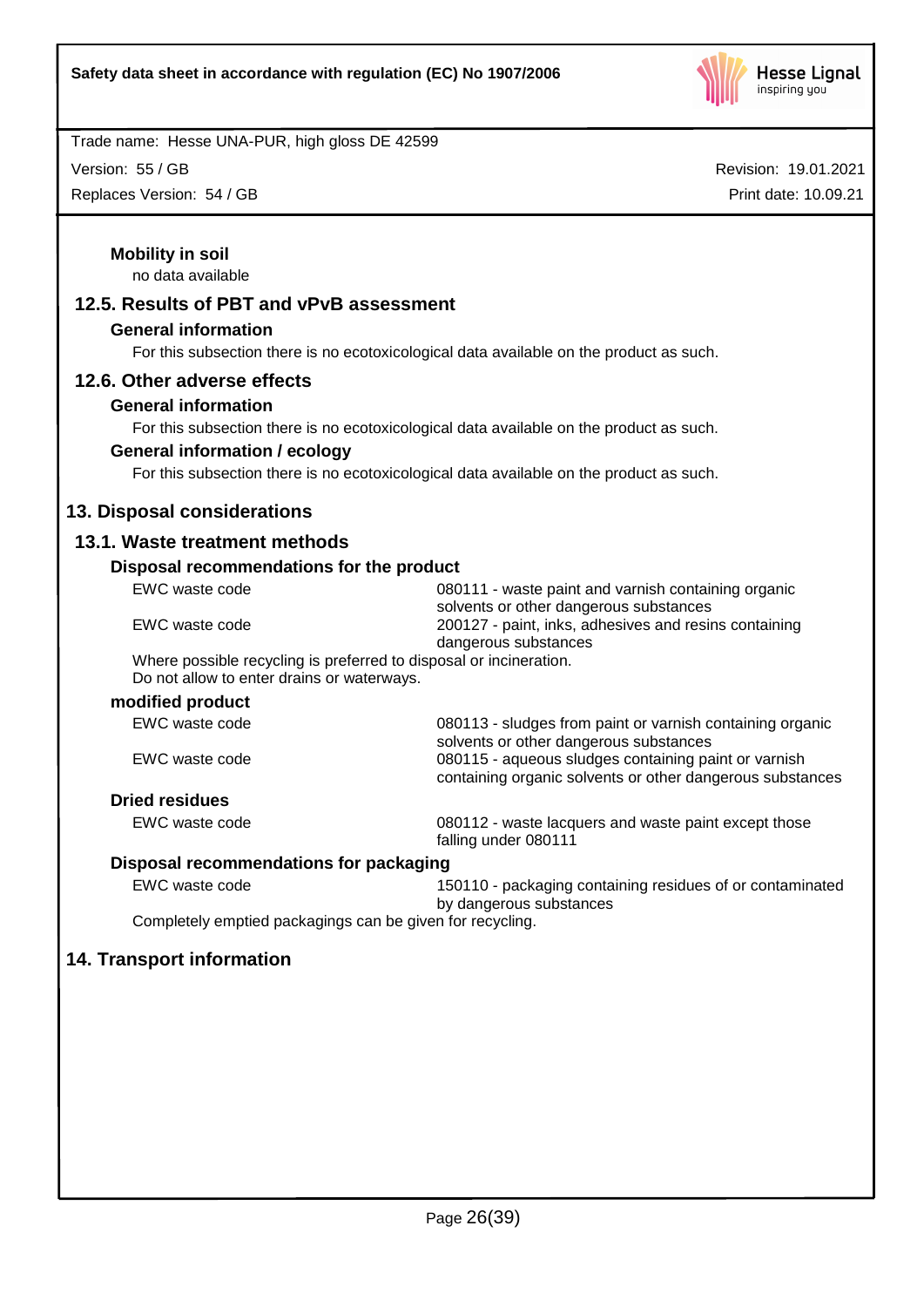#### Mobility in soil

no data available

### 12.5. Results of PBT and vPvB assessment

#### General information

For this subsection there is no ecotoxicological data available on the product as such.

### 12.6. Other adverse effects

#### General information

For this subsection there is no ecotoxicological data available on the product as such.

#### General information / ecology

For this subsection there is no ecotoxicological data available on the product as such.

## 13. Disposal considerations

### 13.1. Waste treatment methods

#### Disposal recommendations for the product

| | |
|---|---|
| EWC waste code | 080111 - waste paint and varnish containing organic solvents or other dangerous substances |
| EWC waste code | 200127 - paint, inks, adhesives and resins containing dangerous substances |

Where possible recycling is preferred to disposal or incineration.
Do not allow to enter drains or waterways.

#### modified product

| | |
|---|---|
| EWC waste code | 080113 - sludges from paint or varnish containing organic solvents or other dangerous substances |
| EWC waste code | 080115 - aqueous sludges containing paint or varnish containing organic solvents or other dangerous substances |

#### Dried residues

| | |
|---|---|
| EWC waste code | 080112 - waste lacquers and waste paint except those falling under 080111 |

#### Disposal recommendations for packaging

| | |
|---|---|
| EWC waste code | 150110 - packaging containing residues of or contaminated by dangerous substances |

Completely emptied packagings can be given for recycling.

## 14. Transport information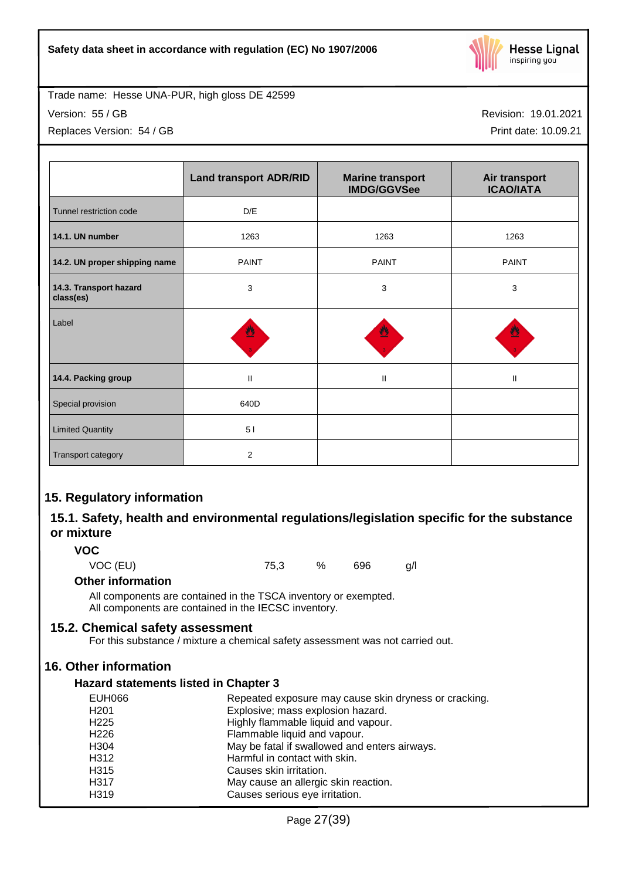|  | Land transport ADR/RID | Marine transport IMDG/GGVSee | Air transport ICAO/IATA |
|---|---|---|---|
| Tunnel restriction code | D/E |  |  |
| **14.1. UN number** | 1263 | 1263 | 1263 |
| **14.2. UN proper shipping name** | PAINT | PAINT | PAINT |
| **14.3. Transport hazard class(es)** | 3 | 3 | 3 |
| Label |  |  |  |
| **14.4. Packing group** | II | II | II |
| Special provision | 640D |  |  |
| Limited Quantity | 5 l |  |  |
| Transport category | 2 |  |  |

## 15. Regulatory information

### 15.1. Safety, health and environmental regulations/legislation specific for the substance or mixture

#### VOC

VOC (EU) 75,3 % 696 g/l

#### Other information

All components are contained in the TSCA inventory or exempted.
All components are contained in the IECSC inventory.

### 15.2. Chemical safety assessment

For this substance / mixture a chemical safety assessment was not carried out.

## 16. Other information

#### Hazard statements listed in Chapter 3

| | |
|---|---|
| EUH066 | Repeated exposure may cause skin dryness or cracking. |
| H201 | Explosive; mass explosion hazard. |
| H225 | Highly flammable liquid and vapour. |
| H226 | Flammable liquid and vapour. |
| H304 | May be fatal if swallowed and enters airways. |
| H312 | Harmful in contact with skin. |
| H315 | Causes skin irritation. |
| H317 | May cause an allergic skin reaction. |
| H319 | Causes serious eye irritation. |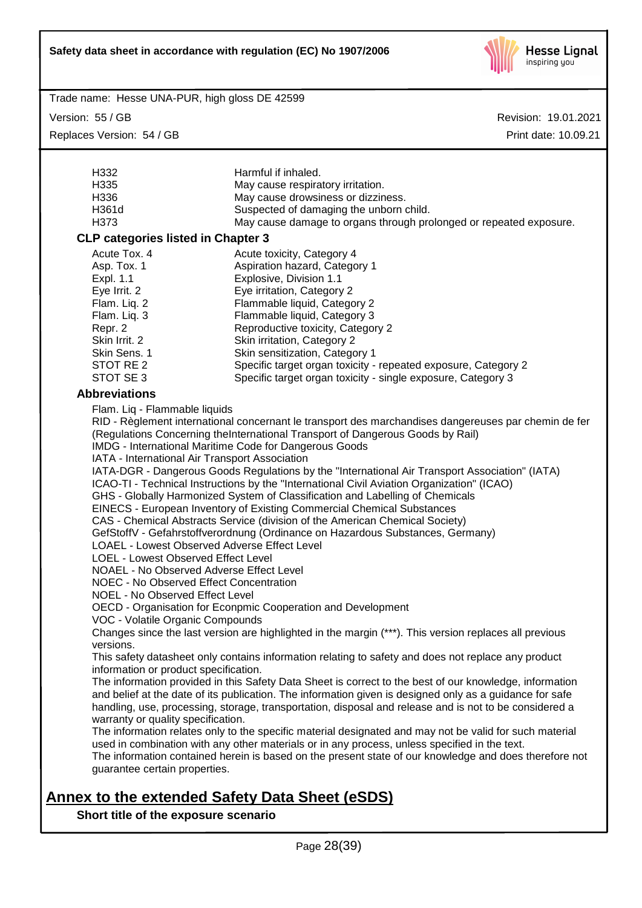| | |
|---|---|
| H332 | Harmful if inhaled. |
| H335 | May cause respiratory irritation. |
| H336 | May cause drowsiness or dizziness. |
| H361d | Suspected of damaging the unborn child. |
| H373 | May cause damage to organs through prolonged or repeated exposure. |

**CLP categories listed in Chapter 3**

| | |
|---|---|
| Acute Tox. 4 | Acute toxicity, Category 4 |
| Asp. Tox. 1 | Aspiration hazard, Category 1 |
| Expl. 1.1 | Explosive, Division 1.1 |
| Eye Irrit. 2 | Eye irritation, Category 2 |
| Flam. Liq. 2 | Flammable liquid, Category 2 |
| Flam. Liq. 3 | Flammable liquid, Category 3 |
| Repr. 2 | Reproductive toxicity, Category 2 |
| Skin Irrit. 2 | Skin irritation, Category 2 |
| Skin Sens. 1 | Skin sensitization, Category 1 |
| STOT RE 2 | Specific target organ toxicity - repeated exposure, Category 2 |
| STOT SE 3 | Specific target organ toxicity - single exposure, Category 3 |

**Abbreviations**

Flam. Liq - Flammable liquids
RID - Règlement international concernant le transport des marchandises dangereuses par chemin de fer (Regulations Concerning theInternational Transport of Dangerous Goods by Rail)
IMDG - International Maritime Code for Dangerous Goods
IATA - International Air Transport Association
IATA-DGR - Dangerous Goods Regulations by the "International Air Transport Association" (IATA)
ICAO-TI - Technical Instructions by the "International Civil Aviation Organization" (ICAO)
GHS - Globally Harmonized System of Classification and Labelling of Chemicals
EINECS - European Inventory of Existing Commercial Chemical Substances
CAS - Chemical Abstracts Service (division of the American Chemical Society)
GefStoffV - Gefahrstoffverordnung (Ordinance on Hazardous Substances, Germany)
LOAEL - Lowest Observed Adverse Effect Level
LOEL - Lowest Observed Effect Level
NOAEL - No Observed Adverse Effect Level
NOEC - No Observed Effect Concentration
NOEL - No Observed Effect Level
OECD - Organisation for Econpmic Cooperation and Development
VOC - Volatile Organic Compounds

Changes since the last version are highlighted in the margin (***). This version replaces all previous versions.

This safety datasheet only contains information relating to safety and does not replace any product information or product specification.

The information provided in this Safety Data Sheet is correct to the best of our knowledge, information and belief at the date of its publication. The information given is designed only as a guidance for safe handling, use, processing, storage, transportation, disposal and release and is not to be considered a warranty or quality specification.

The information relates only to the specific material designated and may not be valid for such material used in combination with any other materials or in any process, unless specified in the text.

The information contained herein is based on the present state of our knowledge and does therefore not guarantee certain properties.

## Annex to the extended Safety Data Sheet (eSDS)

**Short title of the exposure scenario**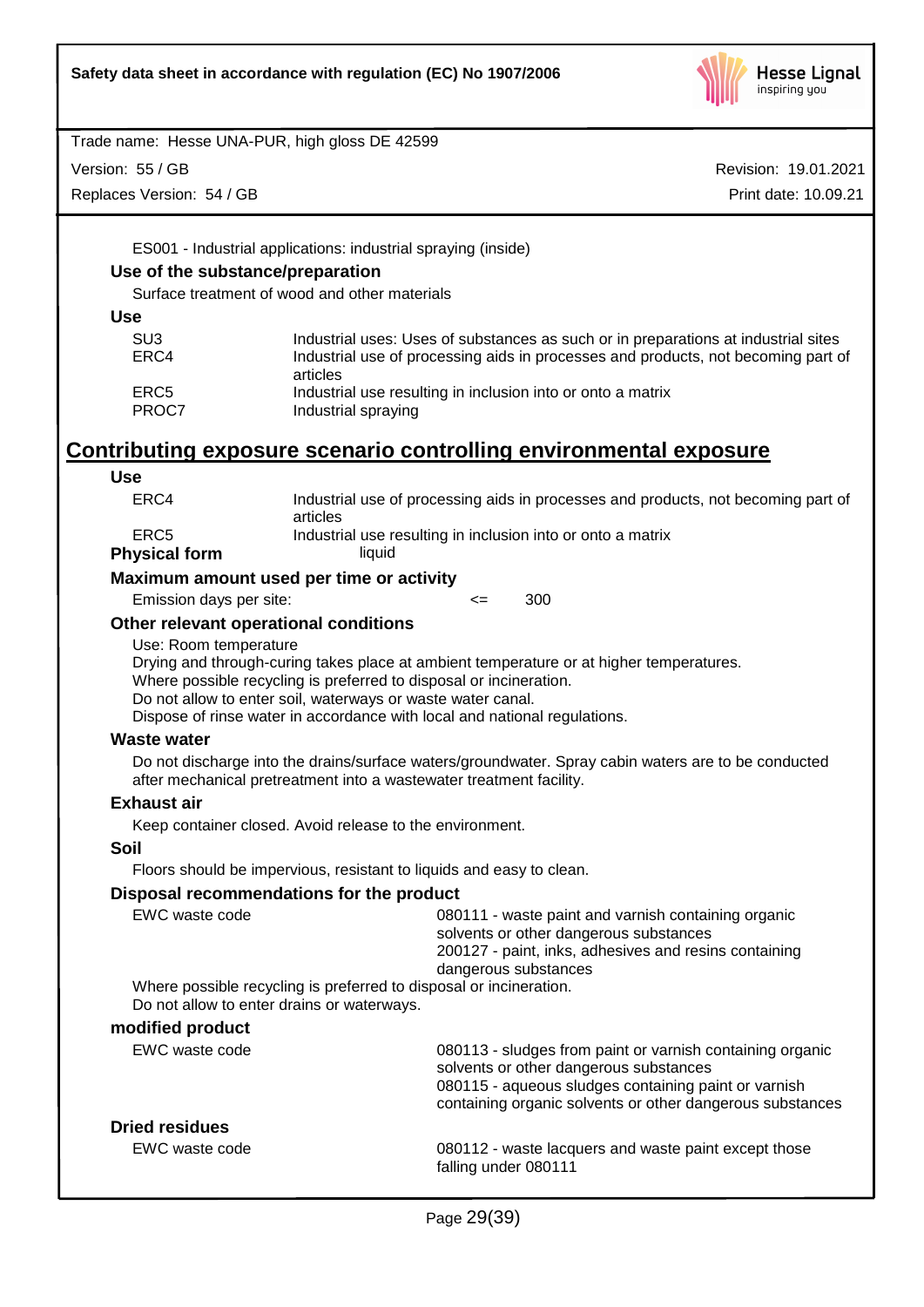ES001 - Industrial applications: industrial spraying (inside)

### Use of the substance/preparation

Surface treatment of wood and other materials

### Use

| | |
|---|---|
| SU3 | Industrial uses: Uses of substances as such or in preparations at industrial sites |
| ERC4 | Industrial use of processing aids in processes and products, not becoming part of articles |
| ERC5 | Industrial use resulting in inclusion into or onto a matrix |
| PROC7 | Industrial spraying |

## Contributing exposure scenario controlling environmental exposure

### Use

| | |
|---|---|
| ERC4 | Industrial use of processing aids in processes and products, not becoming part of articles |
| ERC5 | Industrial use resulting in inclusion into or onto a matrix |

**Physical form** liquid

### Maximum amount used per time or activity

Emission days per site: <= 300

### Other relevant operational conditions

Use: Room temperature
Drying and through-curing takes place at ambient temperature or at higher temperatures.
Where possible recycling is preferred to disposal or incineration.
Do not allow to enter soil, waterways or waste water canal.
Dispose of rinse water in accordance with local and national regulations.

### Waste water

Do not discharge into the drains/surface waters/groundwater. Spray cabin waters are to be conducted after mechanical pretreatment into a wastewater treatment facility.

### Exhaust air

Keep container closed. Avoid release to the environment.

### Soil

Floors should be impervious, resistant to liquids and easy to clean.

### Disposal recommendations for the product

EWC waste code
080111 - waste paint and varnish containing organic solvents or other dangerous substances
200127 - paint, inks, adhesives and resins containing dangerous substances

Where possible recycling is preferred to disposal or incineration.
Do not allow to enter drains or waterways.

### modified product

EWC waste code
080113 - sludges from paint or varnish containing organic solvents or other dangerous substances
080115 - aqueous sludges containing paint or varnish containing organic solvents or other dangerous substances

### Dried residues

EWC waste code
080112 - waste lacquers and waste paint except those falling under 080111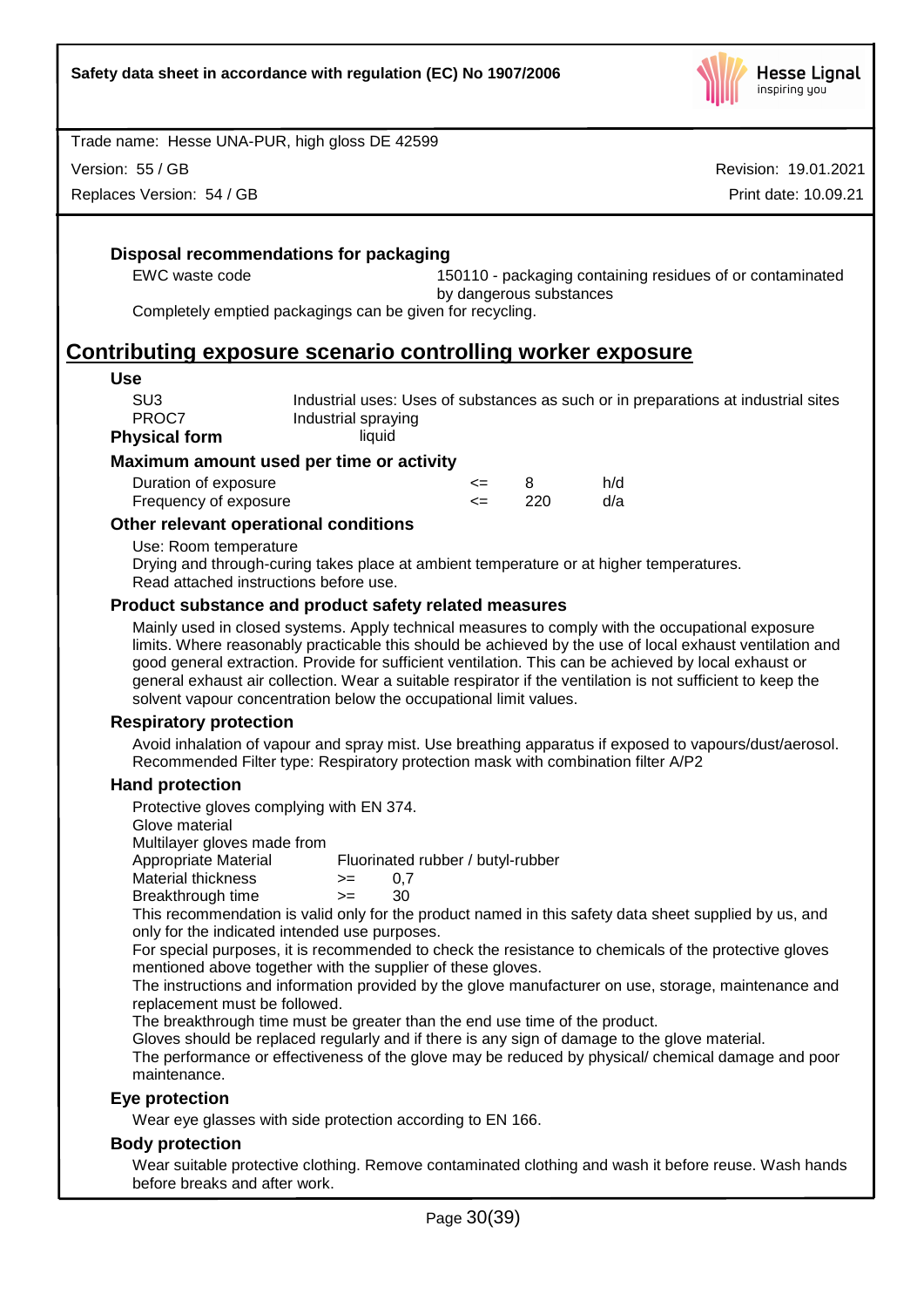**Disposal recommendations for packaging**

| EWC waste code | 150110 - packaging containing residues of or contaminated by dangerous substances |
|---|---|

Completely emptied packagings can be given for recycling.

## Contributing exposure scenario controlling worker exposure

**Use**

| SU3 | Industrial uses: Uses of substances as such or in preparations at industrial sites |
|---|---|
| PROC7 | Industrial spraying |

**Physical form** liquid

**Maximum amount used per time or activity**

| Duration of exposure | <= | 8 | h/d |
|---|---|---|---|
| Frequency of exposure | <= | 220 | d/a |

**Other relevant operational conditions**

Use: Room temperature
Drying and through-curing takes place at ambient temperature or at higher temperatures.
Read attached instructions before use.

**Product substance and product safety related measures**

Mainly used in closed systems. Apply technical measures to comply with the occupational exposure limits. Where reasonably practicable this should be achieved by the use of local exhaust ventilation and good general extraction. Provide for sufficient ventilation. This can be achieved by local exhaust or general exhaust air collection. Wear a suitable respirator if the ventilation is not sufficient to keep the solvent vapour concentration below the occupational limit values.

**Respiratory protection**

Avoid inhalation of vapour and spray mist. Use breathing apparatus if exposed to vapours/dust/aerosol.
Recommended Filter type: Respiratory protection mask with combination filter A/P2

**Hand protection**

Protective gloves complying with EN 374.
Glove material
Multilayer gloves made from

| Appropriate Material | Fluorinated rubber / butyl-rubber | |
|---|---|---|
| Material thickness | >= | 0,7 |
| Breakthrough time | >= | 30 |

This recommendation is valid only for the product named in this safety data sheet supplied by us, and only for the indicated intended use purposes.
For special purposes, it is recommended to check the resistance to chemicals of the protective gloves mentioned above together with the supplier of these gloves.
The instructions and information provided by the glove manufacturer on use, storage, maintenance and replacement must be followed.
The breakthrough time must be greater than the end use time of the product.
Gloves should be replaced regularly and if there is any sign of damage to the glove material.
The performance or effectiveness of the glove may be reduced by physical/ chemical damage and poor maintenance.

**Eye protection**

Wear eye glasses with side protection according to EN 166.

**Body protection**

Wear suitable protective clothing. Remove contaminated clothing and wash it before reuse. Wash hands before breaks and after work.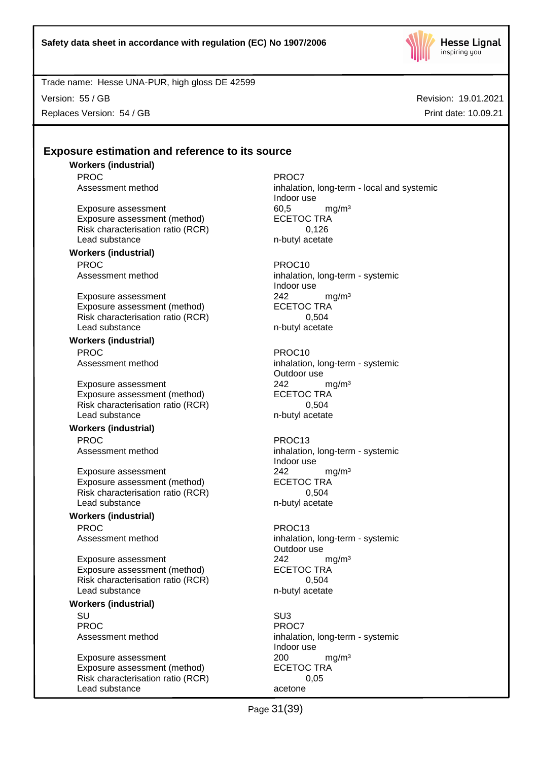## Exposure estimation and reference to its source

**Workers (industrial)**

| | |
|---|---|
| PROC | PROC7 |
| Assessment method | inhalation, long-term - local and systemic<br>Indoor use |
| Exposure assessment | 60,5 mg/m³ |
| Exposure assessment (method) | ECETOC TRA |
| Risk characterisation ratio (RCR) | 0,126 |
| Lead substance | n-butyl acetate |

**Workers (industrial)**

| | |
|---|---|
| PROC | PROC10 |
| Assessment method | inhalation, long-term - systemic<br>Indoor use |
| Exposure assessment | 242 mg/m³ |
| Exposure assessment (method) | ECETOC TRA |
| Risk characterisation ratio (RCR) | 0,504 |
| Lead substance | n-butyl acetate |

**Workers (industrial)**

| | |
|---|---|
| PROC | PROC10 |
| Assessment method | inhalation, long-term - systemic<br>Outdoor use |
| Exposure assessment | 242 mg/m³ |
| Exposure assessment (method) | ECETOC TRA |
| Risk characterisation ratio (RCR) | 0,504 |
| Lead substance | n-butyl acetate |

**Workers (industrial)**

| | |
|---|---|
| PROC | PROC13 |
| Assessment method | inhalation, long-term - systemic<br>Indoor use |
| Exposure assessment | 242 mg/m³ |
| Exposure assessment (method) | ECETOC TRA |
| Risk characterisation ratio (RCR) | 0,504 |
| Lead substance | n-butyl acetate |

**Workers (industrial)**

| | |
|---|---|
| PROC | PROC13 |
| Assessment method | inhalation, long-term - systemic<br>Outdoor use |
| Exposure assessment | 242 mg/m³ |
| Exposure assessment (method) | ECETOC TRA |
| Risk characterisation ratio (RCR) | 0,504 |
| Lead substance | n-butyl acetate |

**Workers (industrial)**

| | |
|---|---|
| SU | SU3 |
| PROC | PROC7 |
| Assessment method | inhalation, long-term - systemic<br>Indoor use |
| Exposure assessment | 200 mg/m³ |
| Exposure assessment (method) | ECETOC TRA |
| Risk characterisation ratio (RCR) | 0,05 |
| Lead substance | acetone |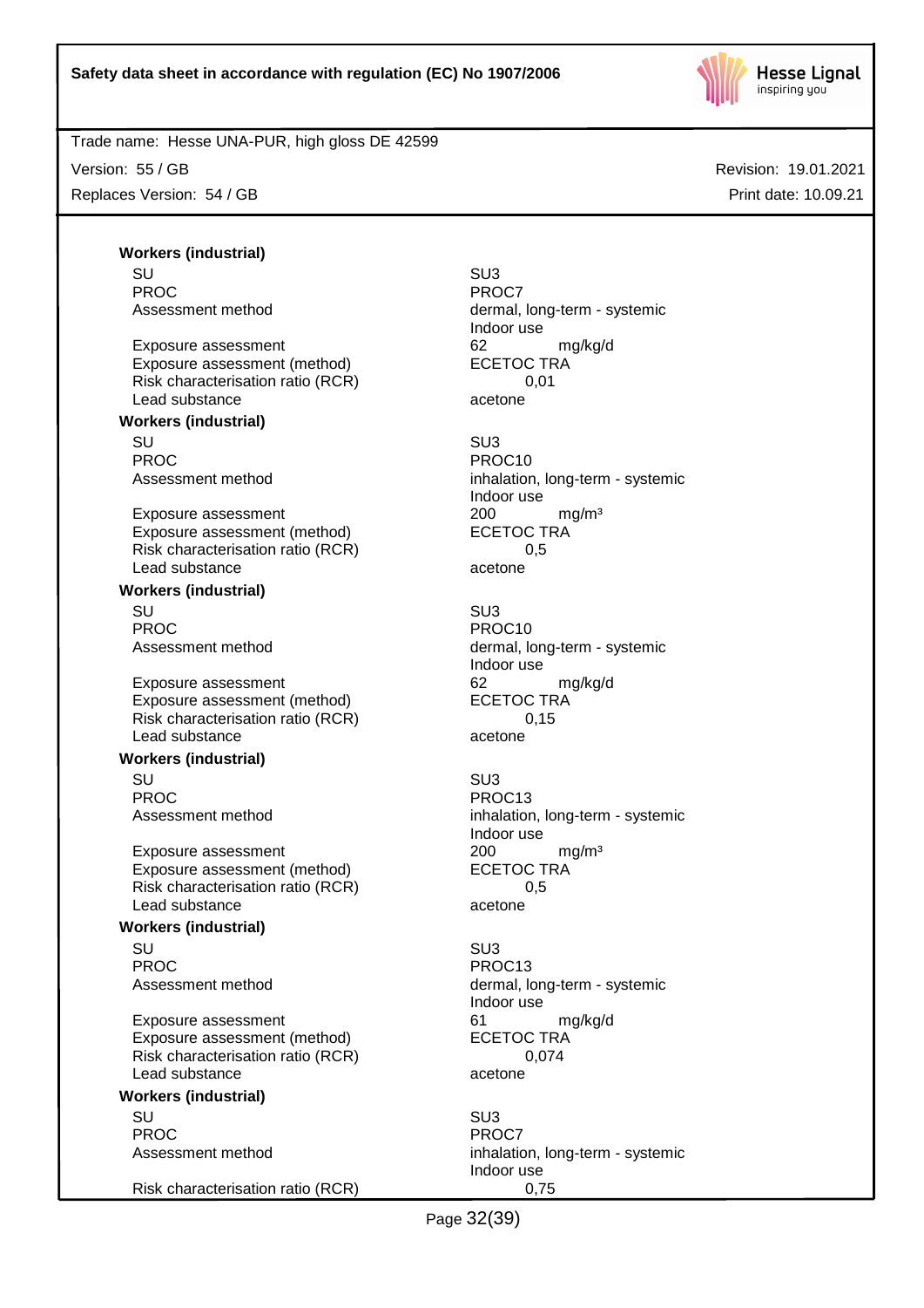**Workers (industrial)**

| | |
|---|---|
| SU | SU3 |
| PROC | PROC7 |
| Assessment method | dermal, long-term - systemic<br>Indoor use |
| Exposure assessment | 62 mg/kg/d |
| Exposure assessment (method) | ECETOC TRA |
| Risk characterisation ratio (RCR) | 0,01 |
| Lead substance | acetone |

**Workers (industrial)**

| | |
|---|---|
| SU | SU3 |
| PROC | PROC10 |
| Assessment method | inhalation, long-term - systemic<br>Indoor use |
| Exposure assessment | 200 mg/m³ |
| Exposure assessment (method) | ECETOC TRA |
| Risk characterisation ratio (RCR) | 0,5 |
| Lead substance | acetone |

**Workers (industrial)**

| | |
|---|---|
| SU | SU3 |
| PROC | PROC10 |
| Assessment method | dermal, long-term - systemic<br>Indoor use |
| Exposure assessment | 62 mg/kg/d |
| Exposure assessment (method) | ECETOC TRA |
| Risk characterisation ratio (RCR) | 0,15 |
| Lead substance | acetone |

**Workers (industrial)**

| | |
|---|---|
| SU | SU3 |
| PROC | PROC13 |
| Assessment method | inhalation, long-term - systemic<br>Indoor use |
| Exposure assessment | 200 mg/m³ |
| Exposure assessment (method) | ECETOC TRA |
| Risk characterisation ratio (RCR) | 0,5 |
| Lead substance | acetone |

**Workers (industrial)**

| | |
|---|---|
| SU | SU3 |
| PROC | PROC13 |
| Assessment method | dermal, long-term - systemic<br>Indoor use |
| Exposure assessment | 61 mg/kg/d |
| Exposure assessment (method) | ECETOC TRA |
| Risk characterisation ratio (RCR) | 0,074 |
| Lead substance | acetone |

**Workers (industrial)**

| | |
|---|---|
| SU | SU3 |
| PROC | PROC7 |
| Assessment method | inhalation, long-term - systemic<br>Indoor use |
| Risk characterisation ratio (RCR) | 0,75 |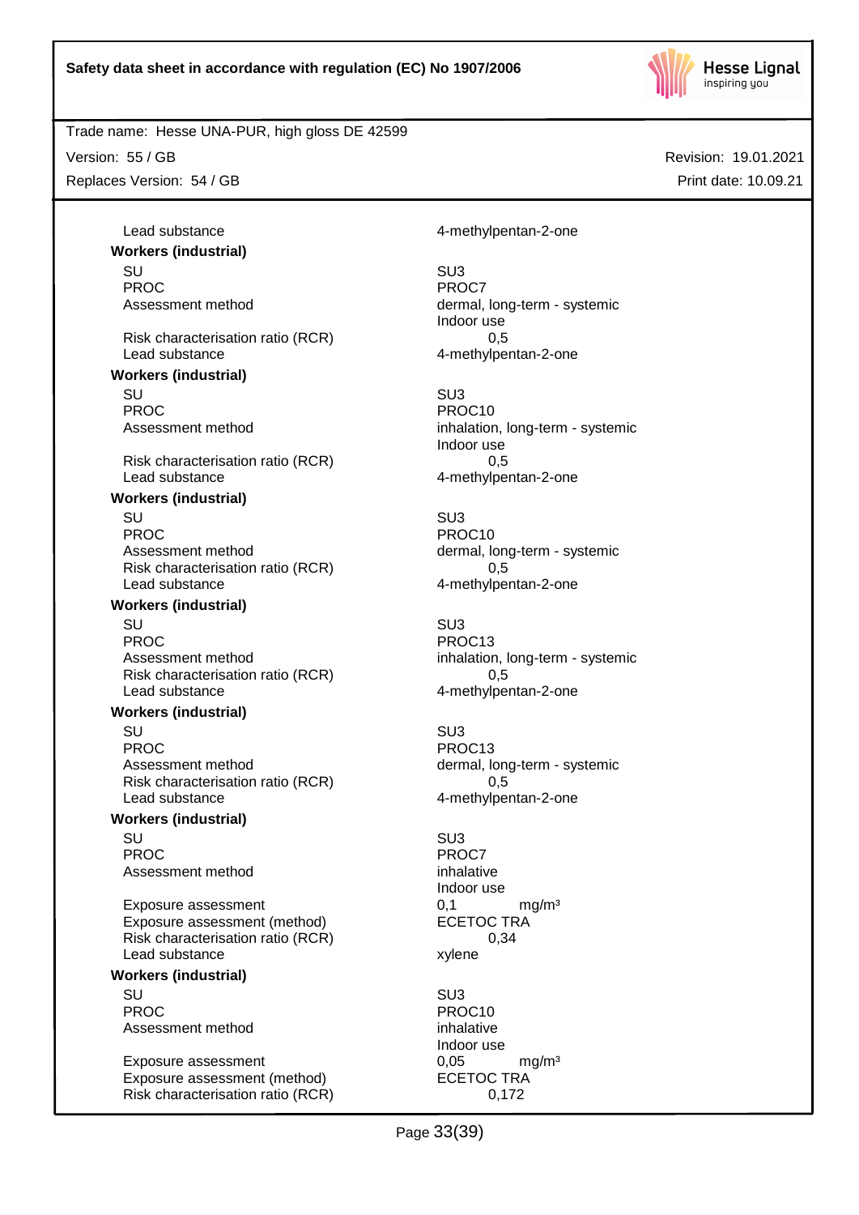Lead substance: 4-methylpentan-2-one

**Workers (industrial)**

| | |
|---|---|
| SU | SU3 |
| PROC | PROC7 |
| Assessment method | dermal, long-term - systemic<br>Indoor use |
| Risk characterisation ratio (RCR) | 0,5 |
| Lead substance | 4-methylpentan-2-one |

**Workers (industrial)**

| | |
|---|---|
| SU | SU3 |
| PROC | PROC10 |
| Assessment method | inhalation, long-term - systemic<br>Indoor use |
| Risk characterisation ratio (RCR) | 0,5 |
| Lead substance | 4-methylpentan-2-one |

**Workers (industrial)**

| | |
|---|---|
| SU | SU3 |
| PROC | PROC10 |
| Assessment method | dermal, long-term - systemic |
| Risk characterisation ratio (RCR) | 0,5 |
| Lead substance | 4-methylpentan-2-one |

**Workers (industrial)**

| | |
|---|---|
| SU | SU3 |
| PROC | PROC13 |
| Assessment method | inhalation, long-term - systemic |
| Risk characterisation ratio (RCR) | 0,5 |
| Lead substance | 4-methylpentan-2-one |

**Workers (industrial)**

| | |
|---|---|
| SU | SU3 |
| PROC | PROC13 |
| Assessment method | dermal, long-term - systemic |
| Risk characterisation ratio (RCR) | 0,5 |
| Lead substance | 4-methylpentan-2-one |

**Workers (industrial)**

| | |
|---|---|
| SU | SU3 |
| PROC | PROC7 |
| Assessment method | inhalative<br>Indoor use |
| Exposure assessment | 0,1 mg/m³ |
| Exposure assessment (method) | ECETOC TRA |
| Risk characterisation ratio (RCR) | 0,34 |
| Lead substance | xylene |

**Workers (industrial)**

| | |
|---|---|
| SU | SU3 |
| PROC | PROC10 |
| Assessment method | inhalative<br>Indoor use |
| Exposure assessment | 0,05 mg/m³ |
| Exposure assessment (method) | ECETOC TRA |
| Risk characterisation ratio (RCR) | 0,172 |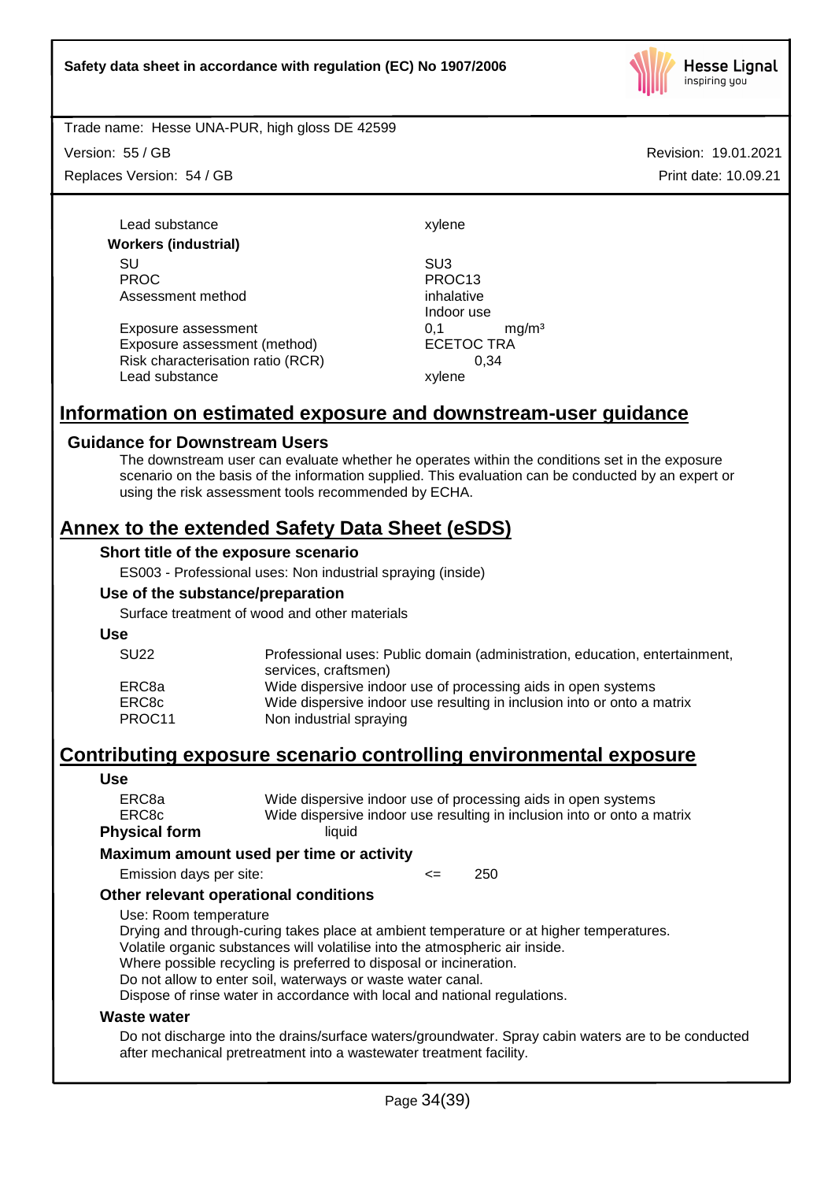| | |
|---|---|
| Lead substance | xylene |
| **Workers (industrial)** | |
| SU | SU3 |
| PROC | PROC13 |
| Assessment method | inhalative<br>Indoor use |
| Exposure assessment | 0,1 mg/m³ |
| Exposure assessment (method) | ECETOC TRA |
| Risk characterisation ratio (RCR) | 0,34 |
| Lead substance | xylene |

## Information on estimated exposure and downstream-user guidance

### Guidance for Downstream Users

The downstream user can evaluate whether he operates within the conditions set in the exposure scenario on the basis of the information supplied. This evaluation can be conducted by an expert or using the risk assessment tools recommended by ECHA.

## Annex to the extended Safety Data Sheet (eSDS)

### Short title of the exposure scenario

ES003 - Professional uses: Non industrial spraying (inside)

### Use of the substance/preparation

Surface treatment of wood and other materials

### Use

| | |
|---|---|
| SU22 | Professional uses: Public domain (administration, education, entertainment, services, craftsmen) |
| ERC8a | Wide dispersive indoor use of processing aids in open systems |
| ERC8c | Wide dispersive indoor use resulting in inclusion into or onto a matrix |
| PROC11 | Non industrial spraying |

## Contributing exposure scenario controlling environmental exposure

### Use

| | |
|---|---|
| ERC8a | Wide dispersive indoor use of processing aids in open systems |
| ERC8c | Wide dispersive indoor use resulting in inclusion into or onto a matrix |

**Physical form** liquid

### Maximum amount used per time or activity

Emission days per site: <= 250

### Other relevant operational conditions

Use: Room temperature
Drying and through-curing takes place at ambient temperature or at higher temperatures.
Volatile organic substances will volatilise into the atmospheric air inside.
Where possible recycling is preferred to disposal or incineration.
Do not allow to enter soil, waterways or waste water canal.
Dispose of rinse water in accordance with local and national regulations.

### Waste water

Do not discharge into the drains/surface waters/groundwater. Spray cabin waters are to be conducted after mechanical pretreatment into a wastewater treatment facility.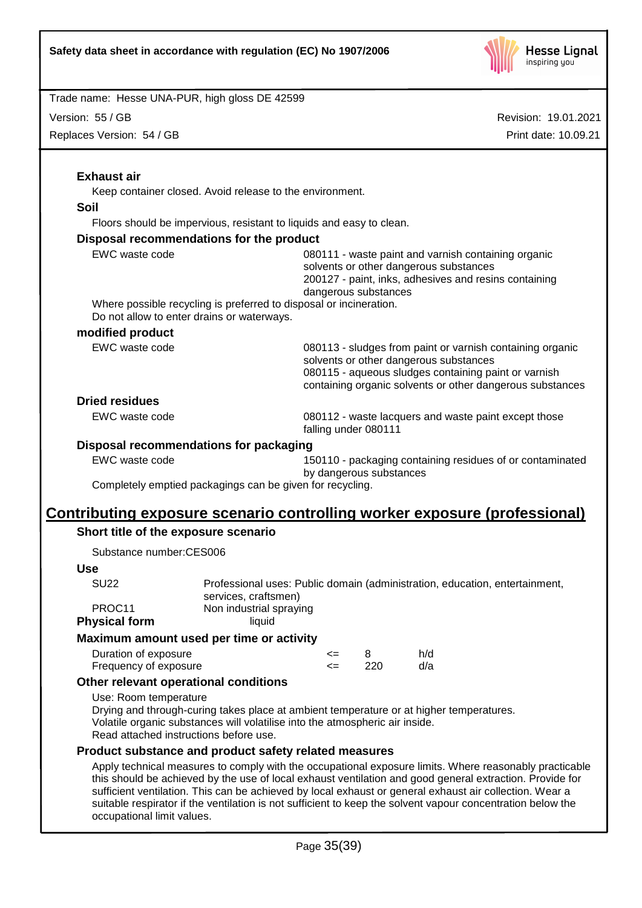**Exhaust air**

Keep container closed. Avoid release to the environment.

**Soil**

Floors should be impervious, resistant to liquids and easy to clean.

**Disposal recommendations for the product**

| | |
|---|---|
| EWC waste code | 080111 - waste paint and varnish containing organic solvents or other dangerous substances<br>200127 - paint, inks, adhesives and resins containing dangerous substances |

Where possible recycling is preferred to disposal or incineration.
Do not allow to enter drains or waterways.

**modified product**

| | |
|---|---|
| EWC waste code | 080113 - sludges from paint or varnish containing organic solvents or other dangerous substances<br>080115 - aqueous sludges containing paint or varnish containing organic solvents or other dangerous substances |

**Dried residues**

| | |
|---|---|
| EWC waste code | 080112 - waste lacquers and waste paint except those falling under 080111 |

**Disposal recommendations for packaging**

| | |
|---|---|
| EWC waste code | 150110 - packaging containing residues of or contaminated by dangerous substances |

Completely emptied packagings can be given for recycling.

## Contributing exposure scenario controlling worker exposure (professional)

**Short title of the exposure scenario**

Substance number:CES006

**Use**

| | |
|---|---|
| SU22 | Professional uses: Public domain (administration, education, entertainment, services, craftsmen) |
| PROC11 | Non industrial spraying |

**Physical form** liquid

**Maximum amount used per time or activity**

| | | | |
|---|---|---|---|
| Duration of exposure | <= | 8 | h/d |
| Frequency of exposure | <= | 220 | d/a |

**Other relevant operational conditions**

Use: Room temperature
Drying and through-curing takes place at ambient temperature or at higher temperatures.
Volatile organic substances will volatilise into the atmospheric air inside.
Read attached instructions before use.

**Product substance and product safety related measures**

Apply technical measures to comply with the occupational exposure limits. Where reasonably practicable this should be achieved by the use of local exhaust ventilation and good general extraction. Provide for sufficient ventilation. This can be achieved by local exhaust or general exhaust air collection. Wear a suitable respirator if the ventilation is not sufficient to keep the solvent vapour concentration below the occupational limit values.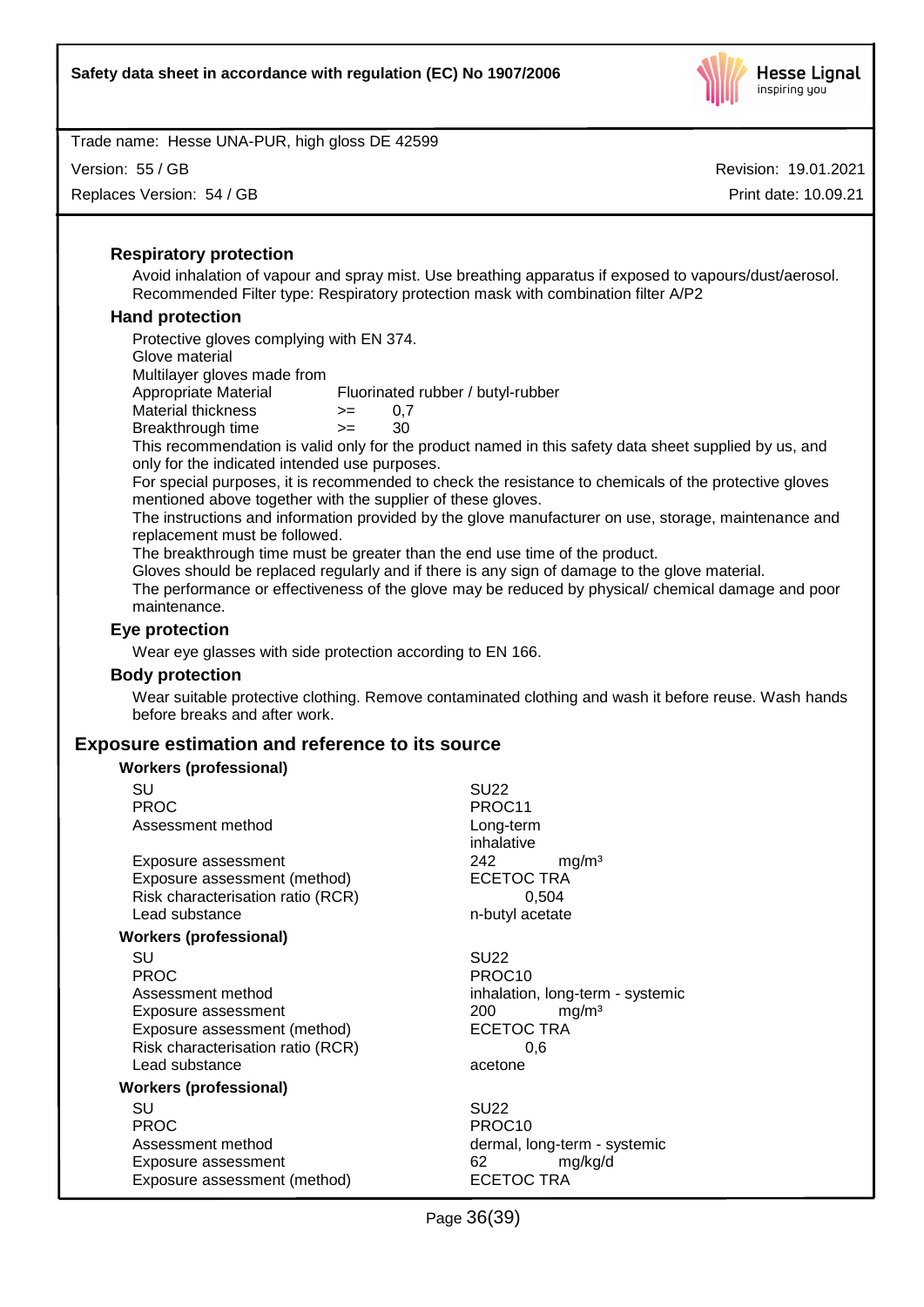### Respiratory protection

Avoid inhalation of vapour and spray mist. Use breathing apparatus if exposed to vapours/dust/aerosol. Recommended Filter type: Respiratory protection mask with combination filter A/P2

### Hand protection

Protective gloves complying with EN 374.

Glove material

Multilayer gloves made from

| | | |
|---|---|---|
| Appropriate Material | Fluorinated rubber / butyl-rubber | |
| Material thickness | >= | 0,7 |
| Breakthrough time | >= | 30 |

This recommendation is valid only for the product named in this safety data sheet supplied by us, and only for the indicated intended use purposes.

For special purposes, it is recommended to check the resistance to chemicals of the protective gloves mentioned above together with the supplier of these gloves.

The instructions and information provided by the glove manufacturer on use, storage, maintenance and replacement must be followed.

The breakthrough time must be greater than the end use time of the product.

Gloves should be replaced regularly and if there is any sign of damage to the glove material.

The performance or effectiveness of the glove may be reduced by physical/ chemical damage and poor maintenance.

### Eye protection

Wear eye glasses with side protection according to EN 166.

### Body protection

Wear suitable protective clothing. Remove contaminated clothing and wash it before reuse. Wash hands before breaks and after work.

## Exposure estimation and reference to its source

**Workers (professional)**

| | |
|---|---|
| SU | SU22 |
| PROC | PROC11 |
| Assessment method | Long-term inhalative |
| Exposure assessment | 242 mg/m³ |
| Exposure assessment (method) | ECETOC TRA |
| Risk characterisation ratio (RCR) | 0,504 |
| Lead substance | n-butyl acetate |

**Workers (professional)**

| | |
|---|---|
| SU | SU22 |
| PROC | PROC10 |
| Assessment method | inhalation, long-term - systemic |
| Exposure assessment | 200 mg/m³ |
| Exposure assessment (method) | ECETOC TRA |
| Risk characterisation ratio (RCR) | 0,6 |
| Lead substance | acetone |

**Workers (professional)**

| | |
|---|---|
| SU | SU22 |
| PROC | PROC10 |
| Assessment method | dermal, long-term - systemic |
| Exposure assessment | 62 mg/kg/d |
| Exposure assessment (method) | ECETOC TRA |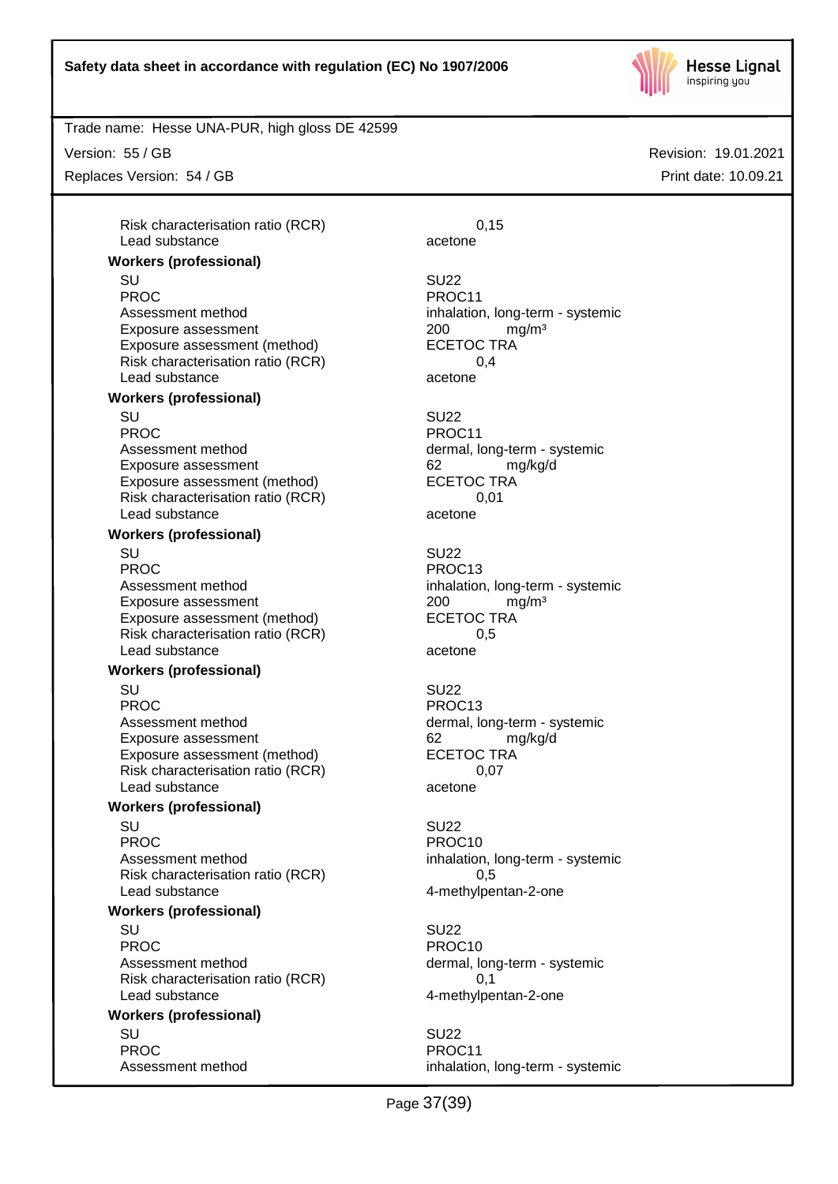| | |
|---|---|
| Risk characterisation ratio (RCR) | 0,15 |
| Lead substance | acetone |

**Workers (professional)**

| | |
|---|---|
| SU | SU22 |
| PROC | PROC11 |
| Assessment method | inhalation, long-term - systemic |
| Exposure assessment | 200 mg/m³ |
| Exposure assessment (method) | ECETOC TRA |
| Risk characterisation ratio (RCR) | 0,4 |
| Lead substance | acetone |

**Workers (professional)**

| | |
|---|---|
| SU | SU22 |
| PROC | PROC11 |
| Assessment method | dermal, long-term - systemic |
| Exposure assessment | 62 mg/kg/d |
| Exposure assessment (method) | ECETOC TRA |
| Risk characterisation ratio (RCR) | 0,01 |
| Lead substance | acetone |

**Workers (professional)**

| | |
|---|---|
| SU | SU22 |
| PROC | PROC13 |
| Assessment method | inhalation, long-term - systemic |
| Exposure assessment | 200 mg/m³ |
| Exposure assessment (method) | ECETOC TRA |
| Risk characterisation ratio (RCR) | 0,5 |
| Lead substance | acetone |

**Workers (professional)**

| | |
|---|---|
| SU | SU22 |
| PROC | PROC13 |
| Assessment method | dermal, long-term - systemic |
| Exposure assessment | 62 mg/kg/d |
| Exposure assessment (method) | ECETOC TRA |
| Risk characterisation ratio (RCR) | 0,07 |
| Lead substance | acetone |

**Workers (professional)**

| | |
|---|---|
| SU | SU22 |
| PROC | PROC10 |
| Assessment method | inhalation, long-term - systemic |
| Risk characterisation ratio (RCR) | 0,5 |
| Lead substance | 4-methylpentan-2-one |

**Workers (professional)**

| | |
|---|---|
| SU | SU22 |
| PROC | PROC10 |
| Assessment method | dermal, long-term - systemic |
| Risk characterisation ratio (RCR) | 0,1 |
| Lead substance | 4-methylpentan-2-one |

**Workers (professional)**

| | |
|---|---|
| SU | SU22 |
| PROC | PROC11 |
| Assessment method | inhalation, long-term - systemic |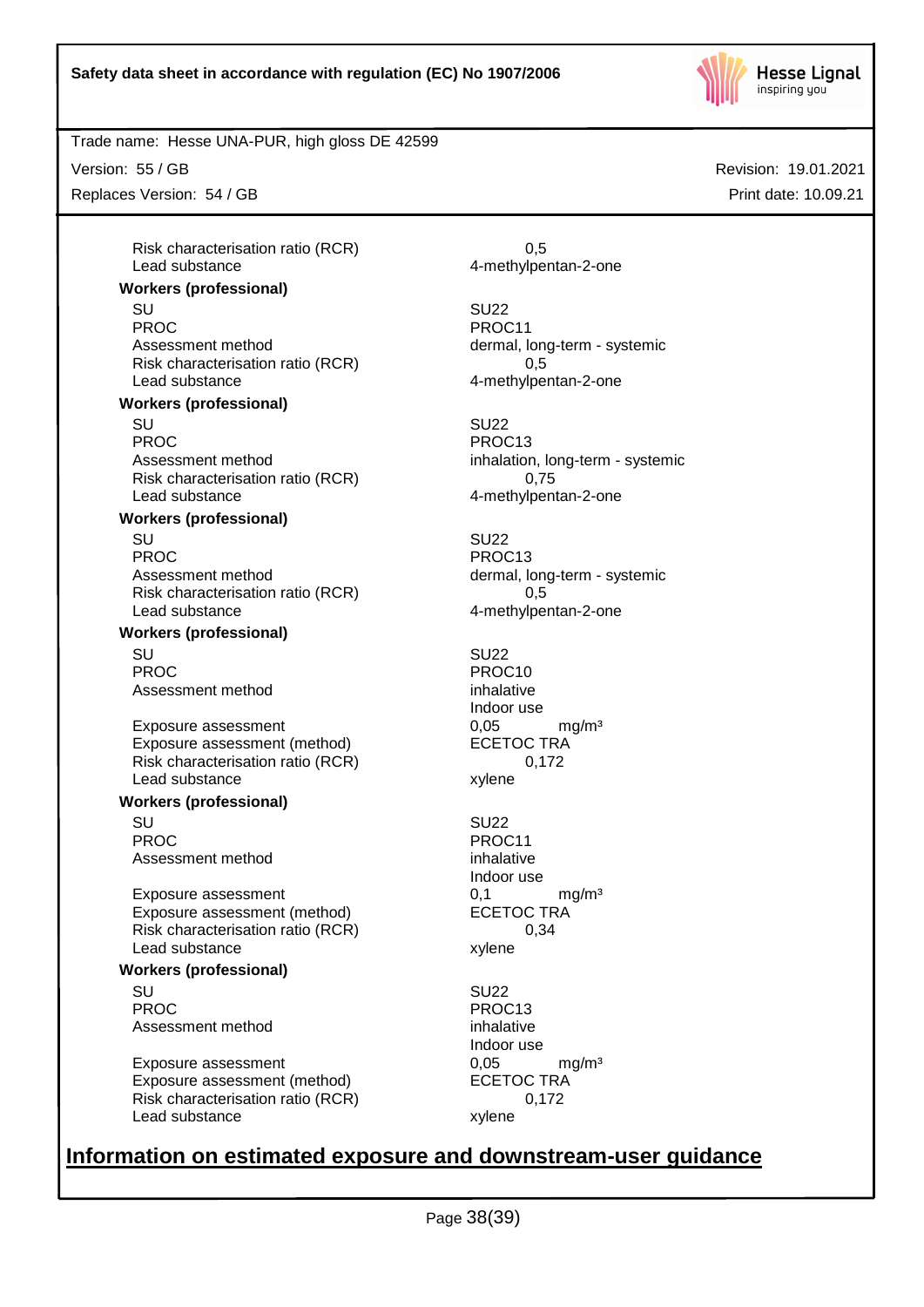| | |
|---|---|
| Risk characterisation ratio (RCR) | 0,5 |
| Lead substance | 4-methylpentan-2-one |

**Workers (professional)**

| | |
|---|---|
| SU | SU22 |
| PROC | PROC11 |
| Assessment method | dermal, long-term - systemic |
| Risk characterisation ratio (RCR) | 0,5 |
| Lead substance | 4-methylpentan-2-one |

**Workers (professional)**

| | |
|---|---|
| SU | SU22 |
| PROC | PROC13 |
| Assessment method | inhalation, long-term - systemic |
| Risk characterisation ratio (RCR) | 0,75 |
| Lead substance | 4-methylpentan-2-one |

**Workers (professional)**

| | |
|---|---|
| SU | SU22 |
| PROC | PROC13 |
| Assessment method | dermal, long-term - systemic |
| Risk characterisation ratio (RCR) | 0,5 |
| Lead substance | 4-methylpentan-2-one |

**Workers (professional)**

| | |
|---|---|
| SU | SU22 |
| PROC | PROC10 |
| Assessment method | inhalative<br>Indoor use |
| Exposure assessment | 0,05 mg/m³ |
| Exposure assessment (method) | ECETOC TRA |
| Risk characterisation ratio (RCR) | 0,172 |
| Lead substance | xylene |

**Workers (professional)**

| | |
|---|---|
| SU | SU22 |
| PROC | PROC11 |
| Assessment method | inhalative<br>Indoor use |
| Exposure assessment | 0,1 mg/m³ |
| Exposure assessment (method) | ECETOC TRA |
| Risk characterisation ratio (RCR) | 0,34 |
| Lead substance | xylene |

**Workers (professional)**

| | |
|---|---|
| SU | SU22 |
| PROC | PROC13 |
| Assessment method | inhalative<br>Indoor use |
| Exposure assessment | 0,05 mg/m³ |
| Exposure assessment (method) | ECETOC TRA |
| Risk characterisation ratio (RCR) | 0,172 |
| Lead substance | xylene |

## Information on estimated exposure and downstream-user guidance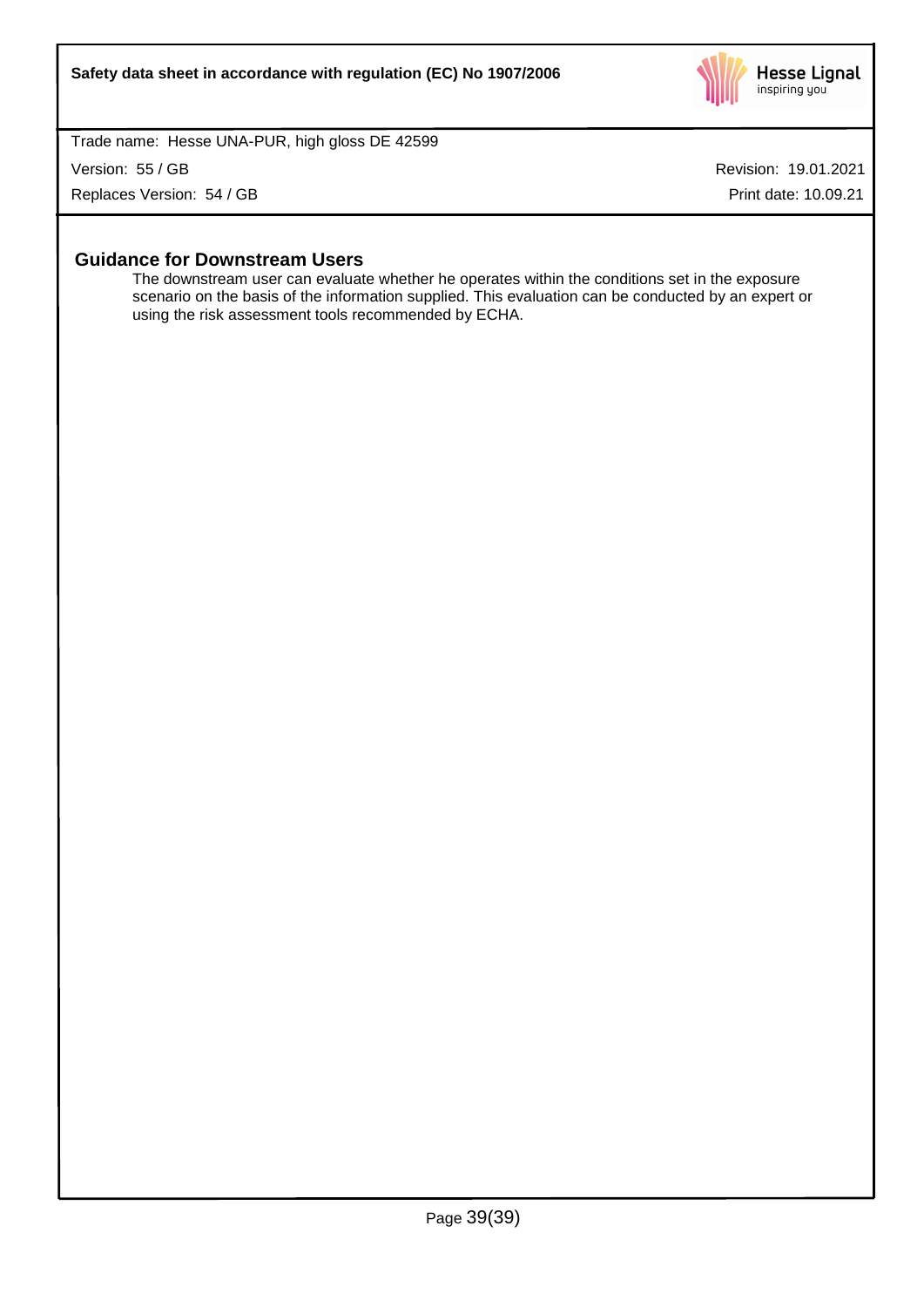## Guidance for Downstream Users

The downstream user can evaluate whether he operates within the conditions set in the exposure scenario on the basis of the information supplied. This evaluation can be conducted by an expert or using the risk assessment tools recommended by ECHA.